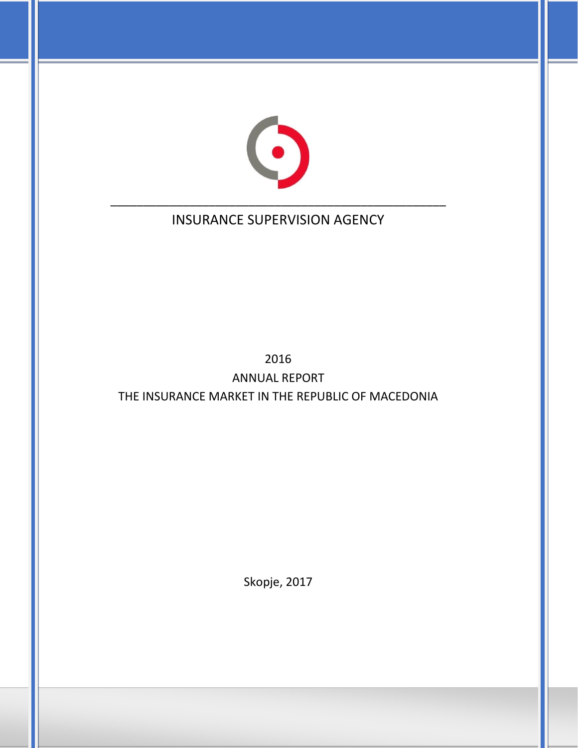# INSURANCE SUPERVISION AGENCY

2016

ANNUAL REPORT

THE INSURANCE MARKET IN THE REPUBLIC OF MACEDONIA

Skopje, 2017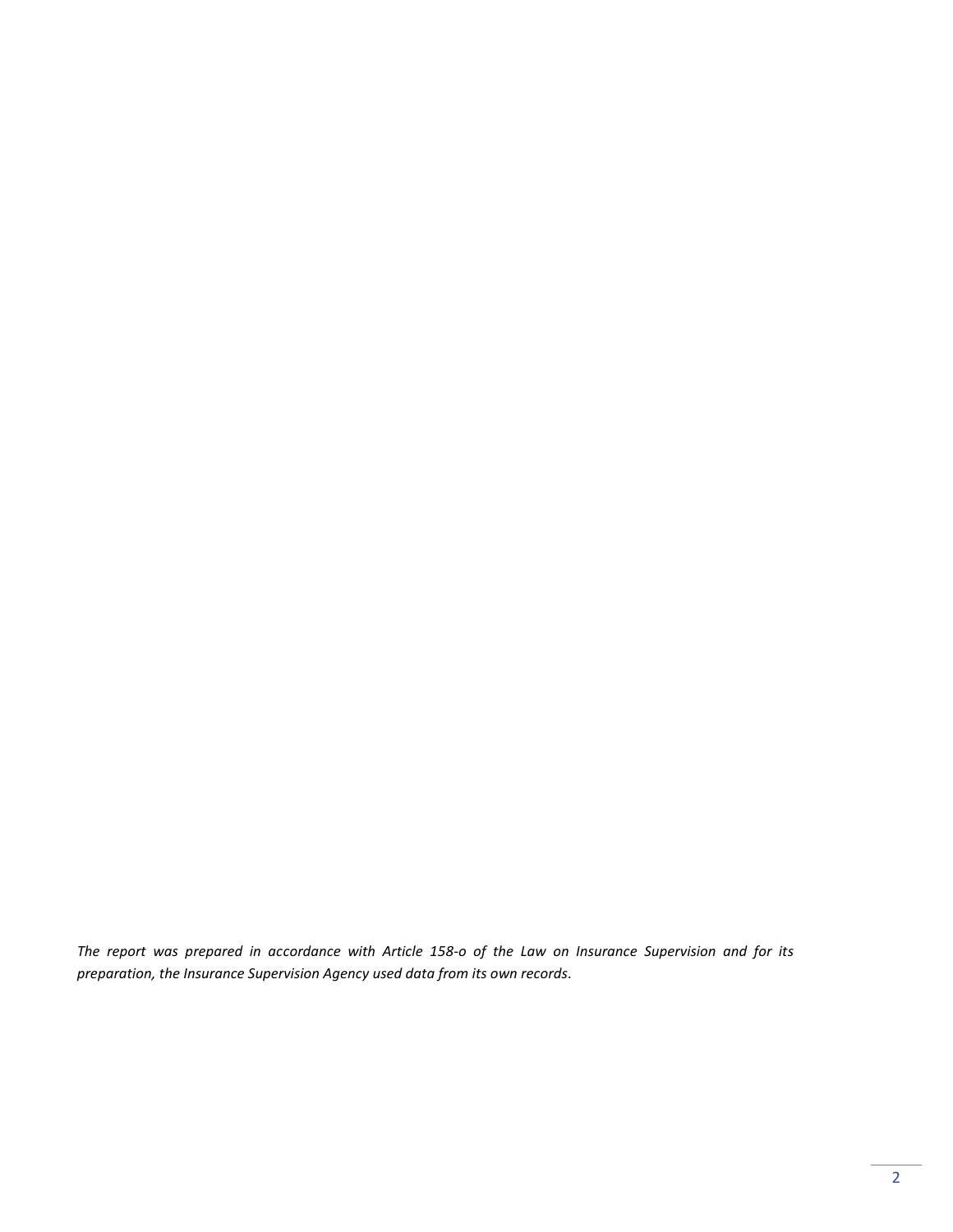*The report was prepared in accordance with Article 158-o of the Law on Insurance Supervision and for its preparation, the Insurance Supervision Agency used data from its own records.*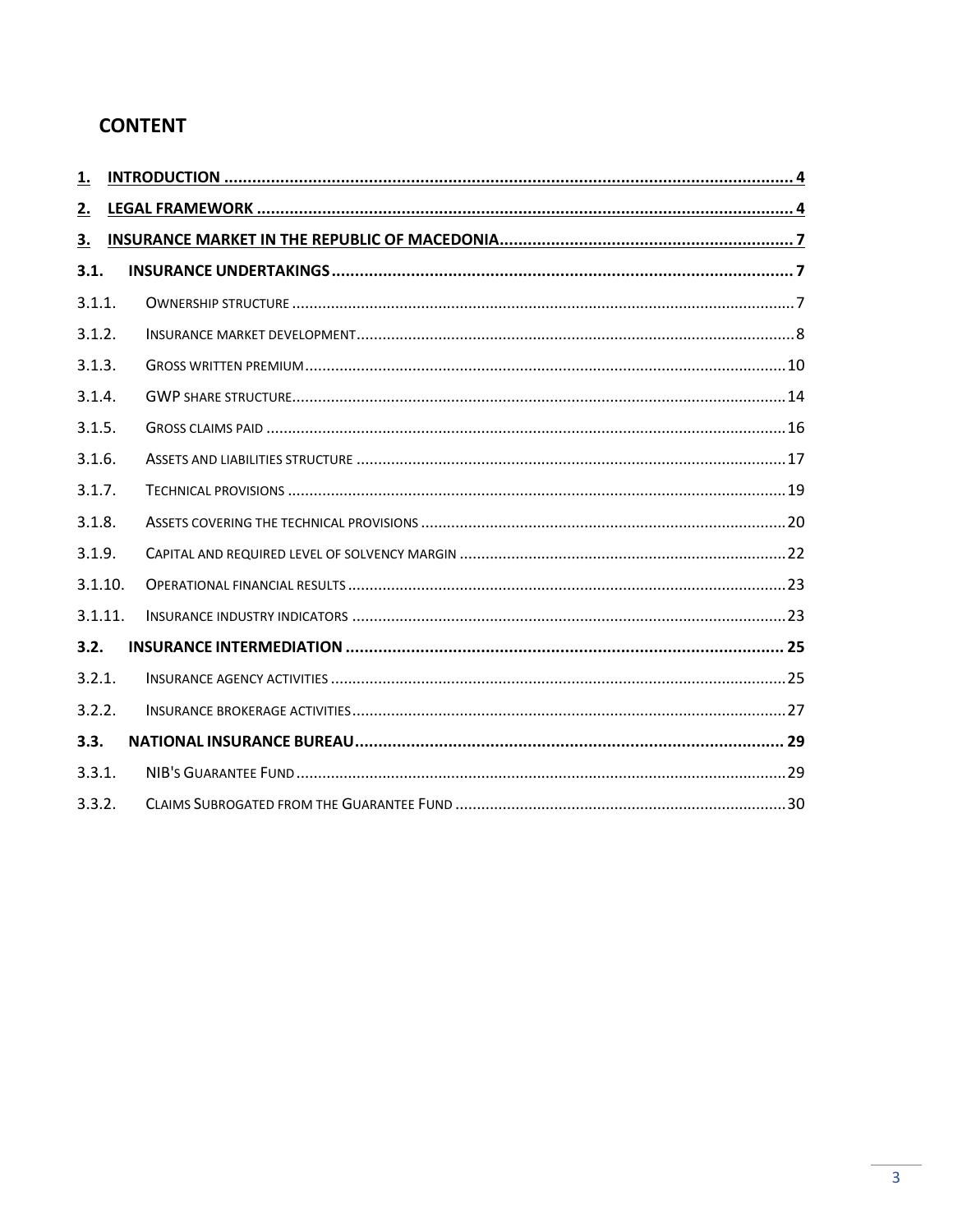# CONTENT

1. INTRODUCTION ........................................................................................................................ 4
2. LEGAL FRAMEWORK ................................................................................................................ 4
3. INSURANCE MARKET IN THE REPUBLIC OF MACEDONIA............................................................... 7

3.1. INSURANCE UNDERTAKINGS .................................................................................................... 7

3.1.1. OWNERSHIP STRUCTURE ......................................................................................................... 7

3.1.2. INSURANCE MARKET DEVELOPMENT........................................................................................ 8

3.1.3. GROSS WRITTEN PREMIUM ...................................................................................................... 10

3.1.4. GWP SHARE STRUCTURE........................................................................................................ 14

3.1.5. GROSS CLAIMS PAID ............................................................................................................... 16

3.1.6. ASSETS AND LIABILITIES STRUCTURE ........................................................................................ 17

3.1.7. TECHNICAL PROVISIONS .......................................................................................................... 19

3.1.8. ASSETS COVERING THE TECHNICAL PROVISIONS .......................................................................... 20

3.1.9. CAPITAL AND REQUIRED LEVEL OF SOLVENCY MARGIN ................................................................ 22

3.1.10. OPERATIONAL FINANCIAL RESULTS ........................................................................................... 23

3.1.11. INSURANCE INDUSTRY INDICATORS .......................................................................................... 23

3.2. INSURANCE INTERMEDIATION ................................................................................................. 25

3.2.1. INSURANCE AGENCY ACTIVITIES ............................................................................................... 25

3.2.2. INSURANCE BROKERAGE ACTIVITIES.......................................................................................... 27

3.3. NATIONAL INSURANCE BUREAU............................................................................................... 29

3.3.1. NIB'S GUARANTEE FUND ......................................................................................................... 29

3.3.2. CLAIMS SUBROGATED FROM THE GUARANTEE FUND ................................................................... 30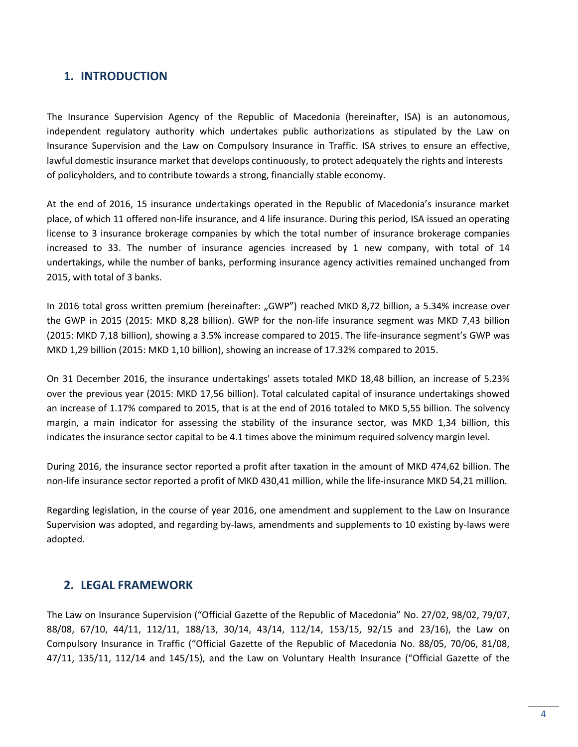## 1. INTRODUCTION

The Insurance Supervision Agency of the Republic of Macedonia (hereinafter, ISA) is an autonomous, independent regulatory authority which undertakes public authorizations as stipulated by the Law on Insurance Supervision and the Law on Compulsory Insurance in Traffic. ISA strives to ensure an effective, lawful domestic insurance market that develops continuously, to protect adequately the rights and interests of policyholders, and to contribute towards a strong, financially stable economy.

At the end of 2016, 15 insurance undertakings operated in the Republic of Macedonia's insurance market place, of which 11 offered non-life insurance, and 4 life insurance. During this period, ISA issued an operating license to 3 insurance brokerage companies by which the total number of insurance brokerage companies increased to 33. The number of insurance agencies increased by 1 new company, with total of 14 undertakings, while the number of banks, performing insurance agency activities remained unchanged from 2015, with total of 3 banks.

In 2016 total gross written premium (hereinafter: „GWP") reached MKD 8,72 billion, a 5.34% increase over the GWP in 2015 (2015: MKD 8,28 billion). GWP for the non-life insurance segment was MKD 7,43 billion (2015: MKD 7,18 billion), showing a 3.5% increase compared to 2015. The life-insurance segment's GWP was MKD 1,29 billion (2015: MKD 1,10 billion), showing an increase of 17.32% compared to 2015.

On 31 December 2016, the insurance undertakings' assets totaled MKD 18,48 billion, an increase of 5.23% over the previous year (2015: MKD 17,56 billion). Total calculated capital of insurance undertakings showed an increase of 1.17% compared to 2015, that is at the end of 2016 totaled to MKD 5,55 billion. The solvency margin, a main indicator for assessing the stability of the insurance sector, was MKD 1,34 billion, this indicates the insurance sector capital to be 4.1 times above the minimum required solvency margin level.

During 2016, the insurance sector reported a profit after taxation in the amount of MKD 474,62 billion. The non-life insurance sector reported a profit of MKD 430,41 million, while the life-insurance MKD 54,21 million.

Regarding legislation, in the course of year 2016, one amendment and supplement to the Law on Insurance Supervision was adopted, and regarding by-laws, amendments and supplements to 10 existing by-laws were adopted.

## 2. LEGAL FRAMEWORK

The Law on Insurance Supervision ("Official Gazette of the Republic of Macedonia" No. 27/02, 98/02, 79/07, 88/08, 67/10, 44/11, 112/11, 188/13, 30/14, 43/14, 112/14, 153/15, 92/15 and 23/16), the Law on Compulsory Insurance in Traffic ("Official Gazette of the Republic of Macedonia No. 88/05, 70/06, 81/08, 47/11, 135/11, 112/14 and 145/15), and the Law on Voluntary Health Insurance ("Official Gazette of the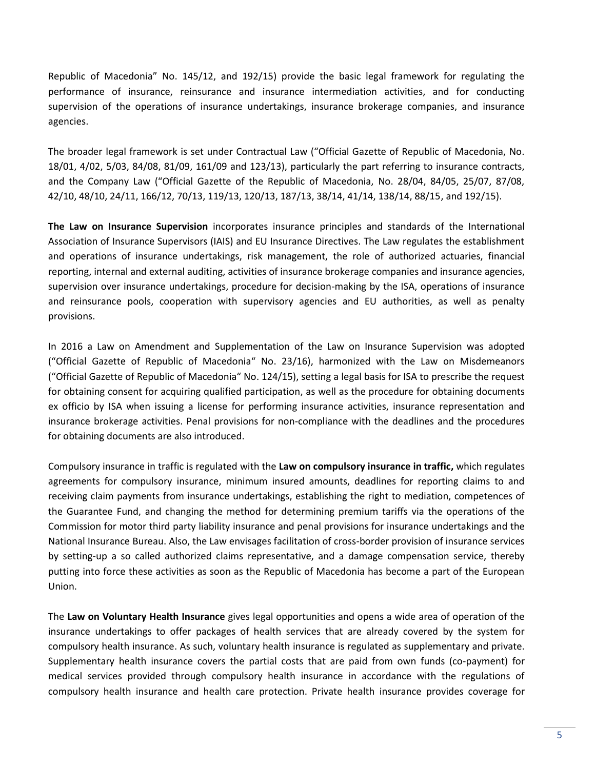Republic of Macedonia" No. 145/12, and 192/15) provide the basic legal framework for regulating the performance of insurance, reinsurance and insurance intermediation activities, and for conducting supervision of the operations of insurance undertakings, insurance brokerage companies, and insurance agencies.

The broader legal framework is set under Contractual Law ("Official Gazette of Republic of Macedonia, No. 18/01, 4/02, 5/03, 84/08, 81/09, 161/09 and 123/13), particularly the part referring to insurance contracts, and the Company Law ("Official Gazette of the Republic of Macedonia, No. 28/04, 84/05, 25/07, 87/08, 42/10, 48/10, 24/11, 166/12, 70/13, 119/13, 120/13, 187/13, 38/14, 41/14, 138/14, 88/15, and 192/15).

**The Law on Insurance Supervision** incorporates insurance principles and standards of the International Association of Insurance Supervisors (IAIS) and EU Insurance Directives. The Law regulates the establishment and operations of insurance undertakings, risk management, the role of authorized actuaries, financial reporting, internal and external auditing, activities of insurance brokerage companies and insurance agencies, supervision over insurance undertakings, procedure for decision-making by the ISA, operations of insurance and reinsurance pools, cooperation with supervisory agencies and EU authorities, as well as penalty provisions.

In 2016 a Law on Amendment and Supplementation of the Law on Insurance Supervision was adopted ("Official Gazette of Republic of Macedonia" No. 23/16), harmonized with the Law on Misdemeanors ("Official Gazette of Republic of Macedonia" No. 124/15), setting a legal basis for ISA to prescribe the request for obtaining consent for acquiring qualified participation, as well as the procedure for obtaining documents ex officio by ISA when issuing a license for performing insurance activities, insurance representation and insurance brokerage activities. Penal provisions for non-compliance with the deadlines and the procedures for obtaining documents are also introduced.

Compulsory insurance in traffic is regulated with the **Law on compulsory insurance in traffic,** which regulates agreements for compulsory insurance, minimum insured amounts, deadlines for reporting claims to and receiving claim payments from insurance undertakings, establishing the right to mediation, competences of the Guarantee Fund, and changing the method for determining premium tariffs via the operations of the Commission for motor third party liability insurance and penal provisions for insurance undertakings and the National Insurance Bureau. Also, the Law envisages facilitation of cross-border provision of insurance services by setting-up a so called authorized claims representative, and a damage compensation service, thereby putting into force these activities as soon as the Republic of Macedonia has become a part of the European Union.

The **Law on Voluntary Health Insurance** gives legal opportunities and opens a wide area of operation of the insurance undertakings to offer packages of health services that are already covered by the system for compulsory health insurance. As such, voluntary health insurance is regulated as supplementary and private. Supplementary health insurance covers the partial costs that are paid from own funds (co-payment) for medical services provided through compulsory health insurance in accordance with the regulations of compulsory health insurance and health care protection. Private health insurance provides coverage for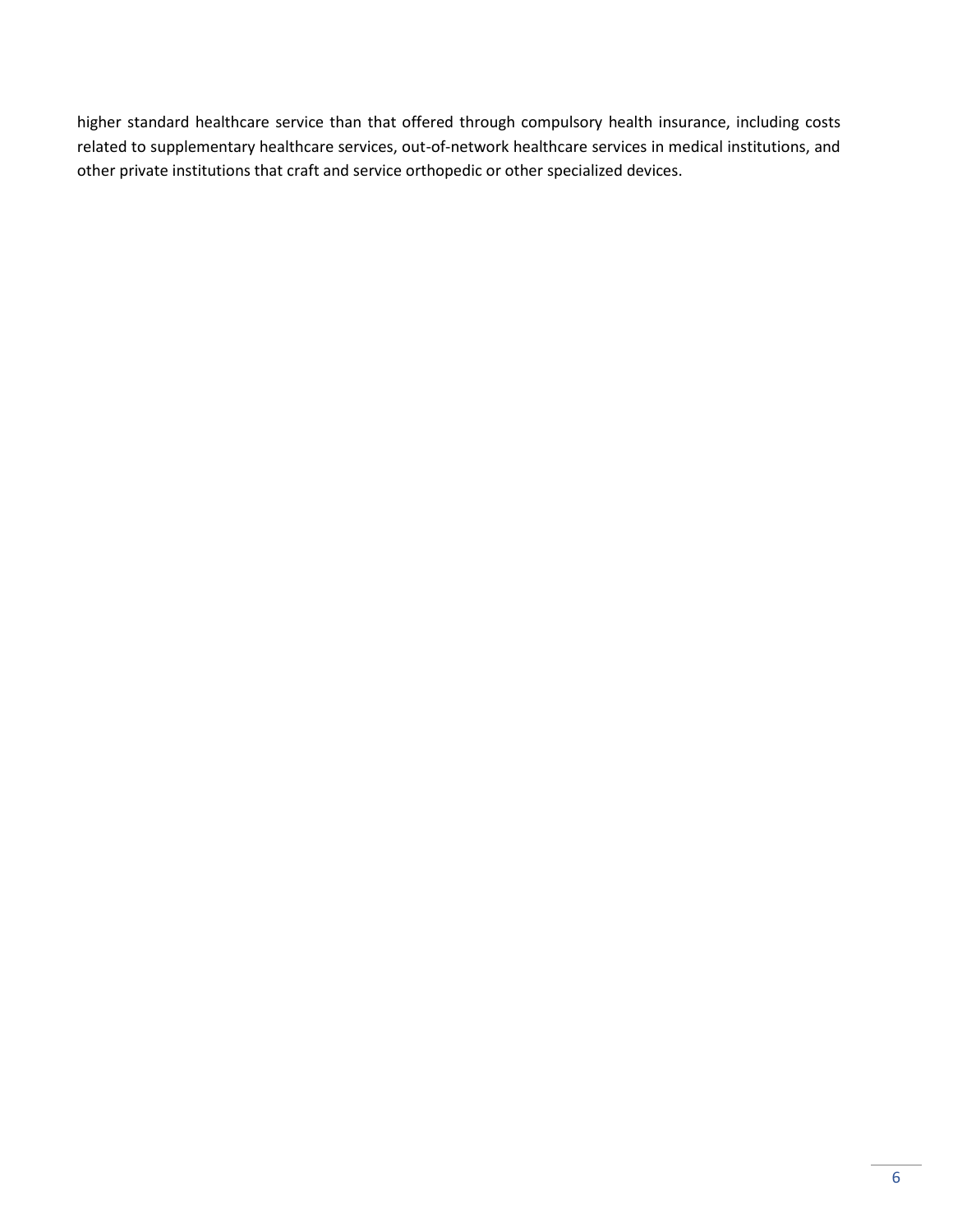higher standard healthcare service than that offered through compulsory health insurance, including costs related to supplementary healthcare services, out-of-network healthcare services in medical institutions, and other private institutions that craft and service orthopedic or other specialized devices.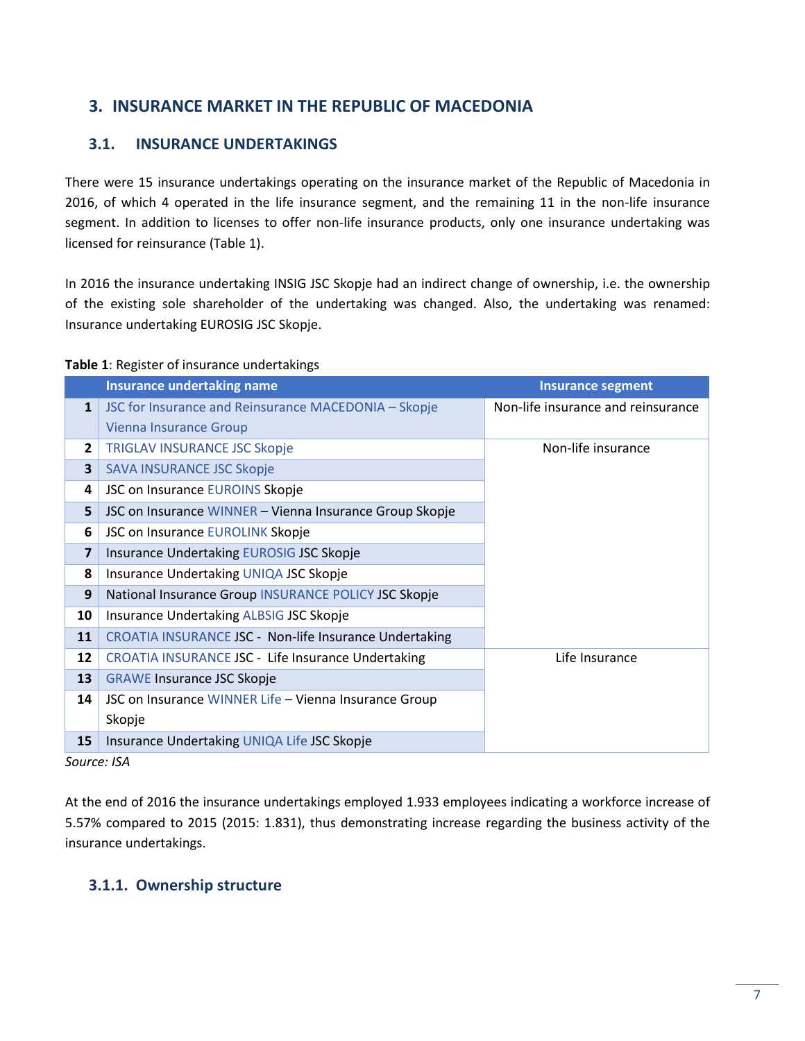## 3. INSURANCE MARKET IN THE REPUBLIC OF MACEDONIA

### 3.1. INSURANCE UNDERTAKINGS

There were 15 insurance undertakings operating on the insurance market of the Republic of Macedonia in 2016, of which 4 operated in the life insurance segment, and the remaining 11 in the non-life insurance segment. In addition to licenses to offer non-life insurance products, only one insurance undertaking was licensed for reinsurance (Table 1).

In 2016 the insurance undertaking INSIG JSC Skopje had an indirect change of ownership, i.e. the ownership of the existing sole shareholder of the undertaking was changed. Also, the undertaking was renamed: Insurance undertaking EUROSIG JSC Skopje.

**Table 1**: Register of insurance undertakings

| | Insurance undertaking name | Insurance segment |
|---|---|---|
| 1 | JSC for Insurance and Reinsurance MACEDONIA – Skopje Vienna Insurance Group | Non-life insurance and reinsurance |
| 2 | TRIGLAV INSURANCE JSC Skopje | Non-life insurance |
| 3 | SAVA INSURANCE JSC Skopje | |
| 4 | JSC on Insurance EUROINS Skopje | |
| 5 | JSC on Insurance WINNER – Vienna Insurance Group Skopje | |
| 6 | JSC on Insurance EUROLINK Skopje | |
| 7 | Insurance Undertaking EUROSIG JSC Skopje | |
| 8 | Insurance Undertaking UNIQA JSC Skopje | |
| 9 | National Insurance Group INSURANCE POLICY JSC Skopje | |
| 10 | Insurance Undertaking ALBSIG JSC Skopje | |
| 11 | CROATIA INSURANCE JSC - Non-life Insurance Undertaking | |
| 12 | CROATIA INSURANCE JSC - Life Insurance Undertaking | Life Insurance |
| 13 | GRAWE Insurance JSC Skopje | |
| 14 | JSC on Insurance WINNER Life – Vienna Insurance Group Skopje | |
| 15 | Insurance Undertaking UNIQA Life JSC Skopje | |

*Source: ISA*

At the end of 2016 the insurance undertakings employed 1.933 employees indicating a workforce increase of 5.57% compared to 2015 (2015: 1.831), thus demonstrating increase regarding the business activity of the insurance undertakings.

#### 3.1.1. Ownership structure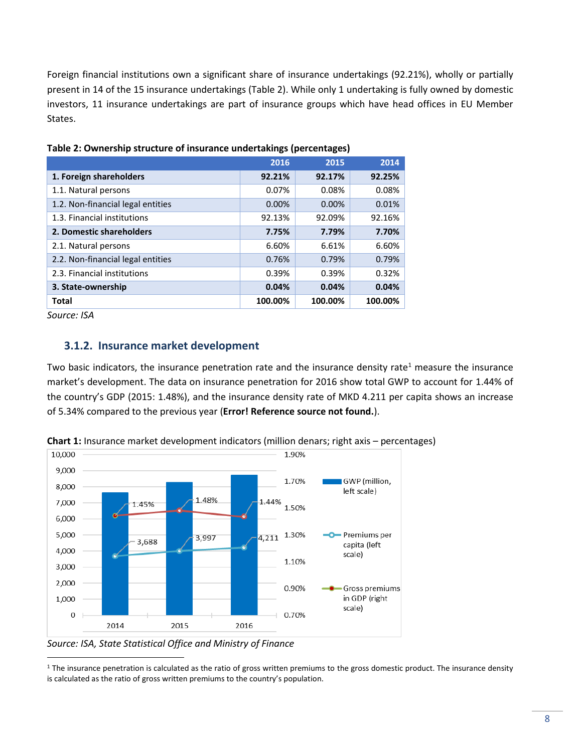Foreign financial institutions own a significant share of insurance undertakings (92.21%), wholly or partially present in 14 of the 15 insurance undertakings (Table 2). While only 1 undertaking is fully owned by domestic investors, 11 insurance undertakings are part of insurance groups which have head offices in EU Member States.

**Table 2: Ownership structure of insurance undertakings (percentages)**

| | 2016 | 2015 | 2014 |
|---|---|---|---|
| **1. Foreign shareholders** | **92.21%** | **92.17%** | **92.25%** |
| 1.1. Natural persons | 0.07% | 0.08% | 0.08% |
| 1.2. Non-financial legal entities | 0.00% | 0.00% | 0.01% |
| 1.3. Financial institutions | 92.13% | 92.09% | 92.16% |
| **2. Domestic shareholders** | **7.75%** | **7.79%** | **7.70%** |
| 2.1. Natural persons | 6.60% | 6.61% | 6.60% |
| 2.2. Non-financial legal entities | 0.76% | 0.79% | 0.79% |
| 2.3. Financial institutions | 0.39% | 0.39% | 0.32% |
| **3. State-ownership** | **0.04%** | **0.04%** | **0.04%** |
| **Total** | **100.00%** | **100.00%** | **100.00%** |

*Source: ISA*

### 3.1.2. Insurance market development

Two basic indicators, the insurance penetration rate and the insurance density rate[1] measure the insurance market's development. The data on insurance penetration for 2016 show total GWP to account for 1.44% of the country's GDP (2015: 1.48%), and the insurance density rate of MKD 4.211 per capita shows an increase of 5.34% compared to the previous year (**Error! Reference source not found.**).

**Chart 1:** Insurance market development indicators (million denars; right axis – percentages)

| | 2014 | 2015 | 2016 |
|---|---|---|---|
| Premiums per capita (left scale) | 3,688 | 3,997 | 4,211 |
| Gross premiums in GDP (right scale) | 1.45% | 1.48% | 1.44% |

*Source: ISA, State Statistical Office and Ministry of Finance*

[1] The insurance penetration is calculated as the ratio of gross written premiums to the gross domestic product. The insurance density is calculated as the ratio of gross written premiums to the country's population.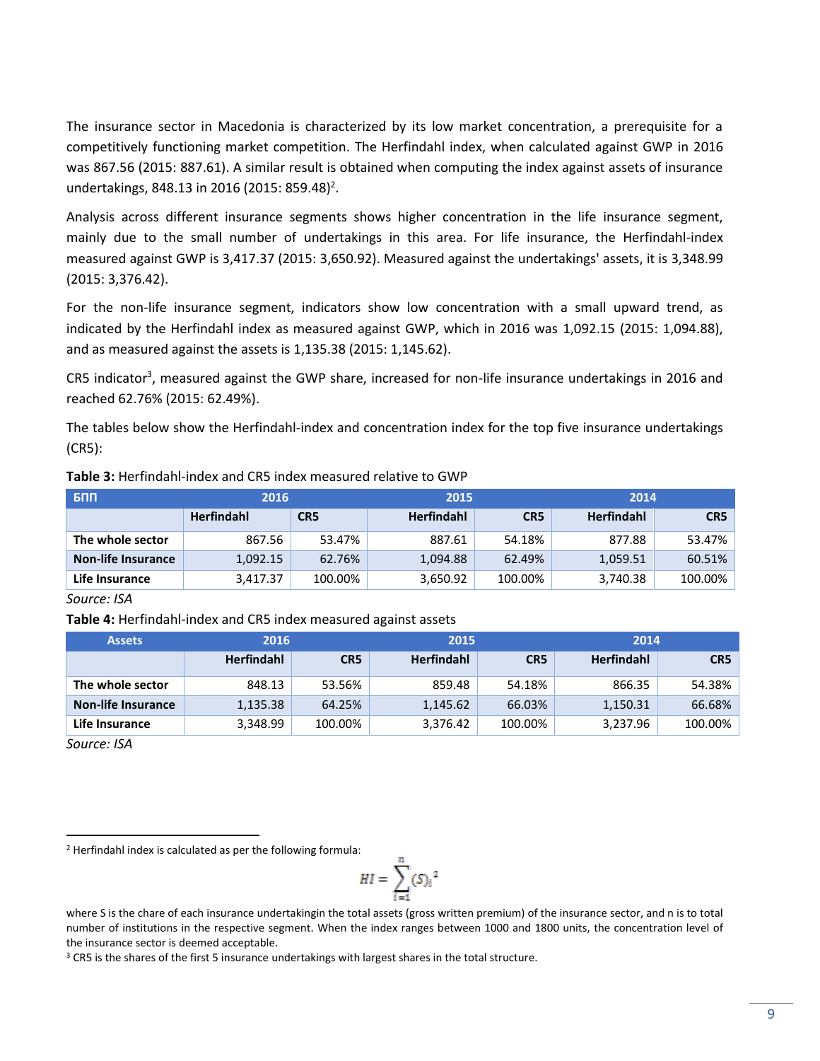The insurance sector in Macedonia is characterized by its low market concentration, a prerequisite for a competitively functioning market competition. The Herfindahl index, when calculated against GWP in 2016 was 867.56 (2015: 887.61). A similar result is obtained when computing the index against assets of insurance undertakings, 848.13 in 2016 (2015: 859.48)[2].

Analysis across different insurance segments shows higher concentration in the life insurance segment, mainly due to the small number of undertakings in this area. For life insurance, the Herfindahl-index measured against GWP is 3,417.37 (2015: 3,650.92). Measured against the undertakings' assets, it is 3,348.99 (2015: 3,376.42).

For the non-life insurance segment, indicators show low concentration with a small upward trend, as indicated by the Herfindahl index as measured against GWP, which in 2016 was 1,092.15 (2015: 1,094.88), and as measured against the assets is 1,135.38 (2015: 1,145.62).

CR5 indicator[3], measured against the GWP share, increased for non-life insurance undertakings in 2016 and reached 62.76% (2015: 62.49%).

The tables below show the Herfindahl-index and concentration index for the top five insurance undertakings (CR5):

**Table 3:** Herfindahl-index and CR5 index measured relative to GWP

| БПП | 2016 | | 2015 | | 2014 | |
|---|---|---|---|---|---|---|
| | Herfindahl | CR5 | Herfindahl | CR5 | Herfindahl | CR5 |
| **The whole sector** | 867.56 | 53.47% | 887.61 | 54.18% | 877.88 | 53.47% |
| **Non-life Insurance** | 1,092.15 | 62.76% | 1,094.88 | 62.49% | 1,059.51 | 60.51% |
| **Life Insurance** | 3,417.37 | 100.00% | 3,650.92 | 100.00% | 3,740.38 | 100.00% |

*Source: ISA*

**Table 4:** Herfindahl-index and CR5 index measured against assets

| Assets | 2016 | | 2015 | | 2014 | |
|---|---|---|---|---|---|---|
| | Herfindahl | CR5 | Herfindahl | CR5 | Herfindahl | CR5 |
| **The whole sector** | 848.13 | 53.56% | 859.48 | 54.18% | 866.35 | 54.38% |
| **Non-life Insurance** | 1,135.38 | 64.25% | 1,145.62 | 66.03% | 1,150.31 | 66.68% |
| **Life Insurance** | 3,348.99 | 100.00% | 3,376.42 | 100.00% | 3,237.96 | 100.00% |

*Source: ISA*

---

[2] Herfindahl index is calculated as per the following formula:

$$HI = \sum_{i=1}^{n} (S)_i^2$$

where S is the chare of each insurance undertakingin the total assets (gross written premium) of the insurance sector, and n is to total number of institutions in the respective segment. When the index ranges between 1000 and 1800 units, the concentration level of the insurance sector is deemed acceptable.

[3] CR5 is the shares of the first 5 insurance undertakings with largest shares in the total structure.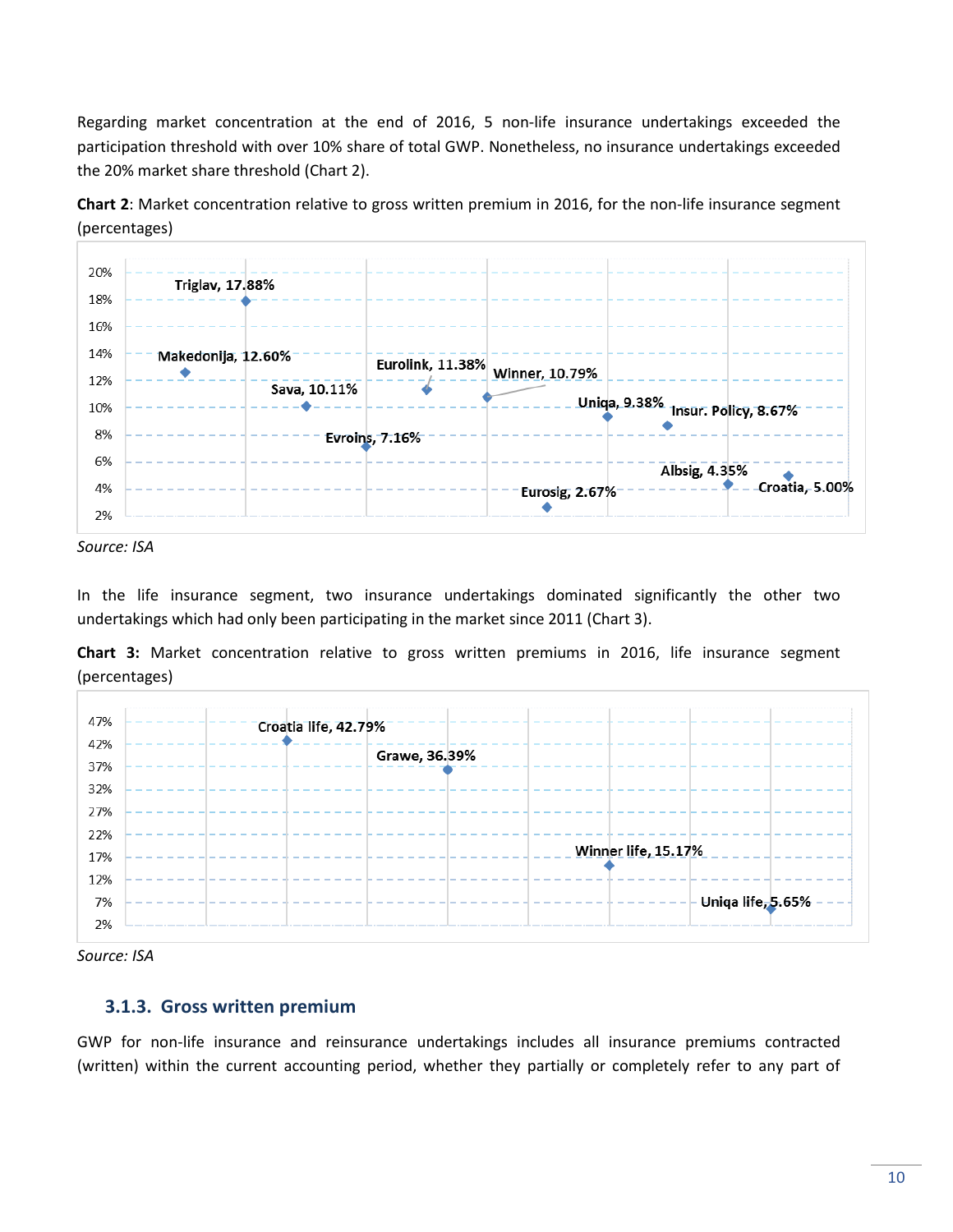Regarding market concentration at the end of 2016, 5 non-life insurance undertakings exceeded the participation threshold with over 10% share of total GWP. Nonetheless, no insurance undertakings exceeded the 20% market share threshold (Chart 2).

**Chart 2**: Market concentration relative to gross written premium in 2016, for the non-life insurance segment (percentages)

| Insurance undertaking | Share |
|---|---|
| Makedonija | 12.60% |
| Triglav | 17.88% |
| Sava | 10.11% |
| Evroins | 7.16% |
| Eurolink | 11.38% |
| Winner | 10.79% |
| Eurosig | 2.67% |
| Uniqa | 9.38% |
| Insur. Policy | 8.67% |
| Albsig | 4.35% |
| Croatia | 5.00% |

*Source: ISA*

In the life insurance segment, two insurance undertakings dominated significantly the other two undertakings which had only been participating in the market since 2011 (Chart 3).

**Chart 3:** Market concentration relative to gross written premiums in 2016, life insurance segment (percentages)

| Insurance undertaking | Share |
|---|---|
| Croatia life | 42.79% |
| Grawe | 36.39% |
| Winner life | 15.17% |
| Uniqa life | 5.65% |

*Source: ISA*

### 3.1.3. Gross written premium

GWP for non-life insurance and reinsurance undertakings includes all insurance premiums contracted (written) within the current accounting period, whether they partially or completely refer to any part of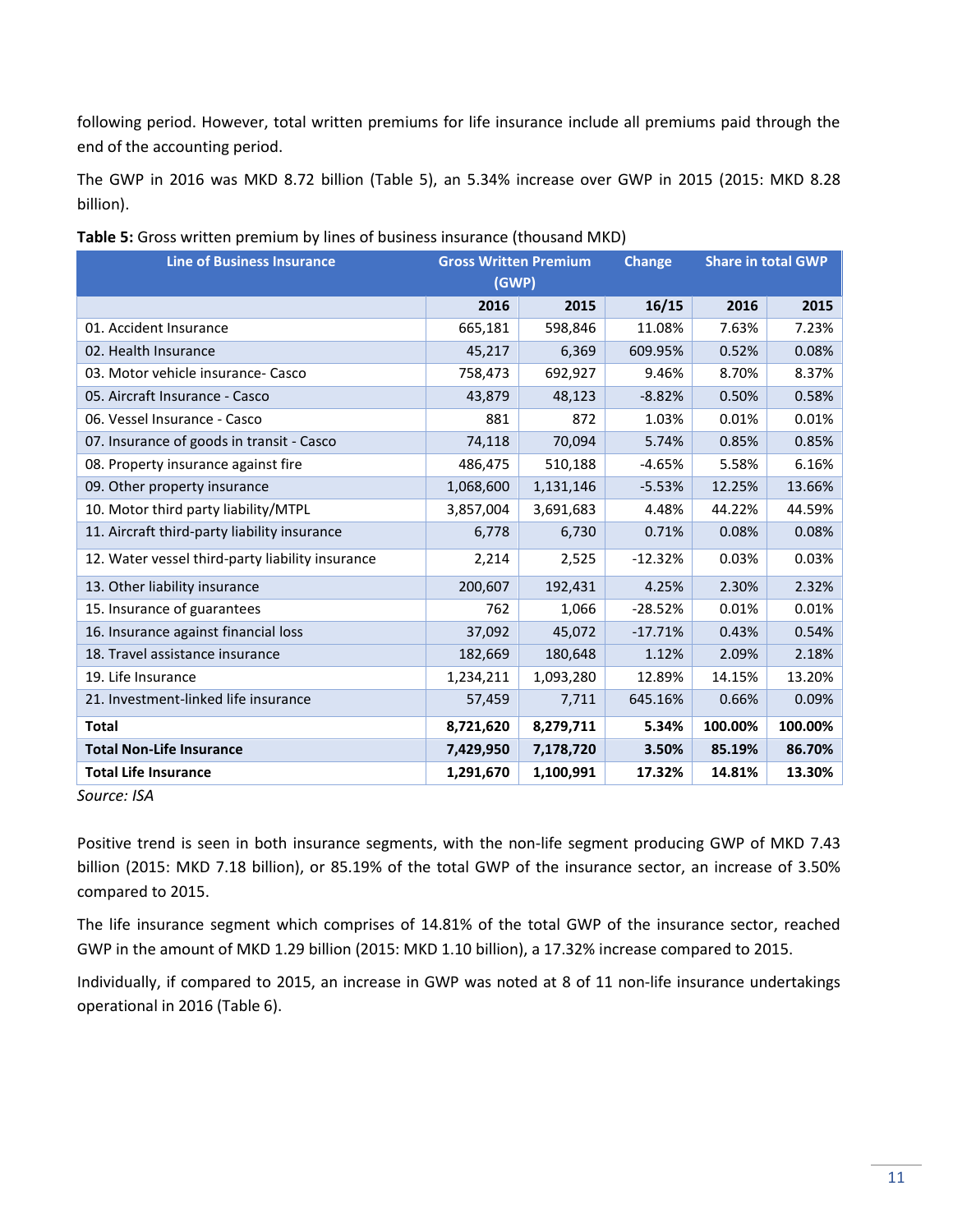following period. However, total written premiums for life insurance include all premiums paid through the end of the accounting period.

The GWP in 2016 was MKD 8.72 billion (Table 5), an 5.34% increase over GWP in 2015 (2015: MKD 8.28 billion).

**Table 5:** Gross written premium by lines of business insurance (thousand MKD)

| Line of Business Insurance | Gross Written Premium (GWP) | | Change | Share in total GWP | |
|---|---|---|---|---|---|
| | 2016 | 2015 | 16/15 | 2016 | 2015 |
| 01. Accident Insurance | 665,181 | 598,846 | 11.08% | 7.63% | 7.23% |
| 02. Health Insurance | 45,217 | 6,369 | 609.95% | 0.52% | 0.08% |
| 03. Motor vehicle insurance- Casco | 758,473 | 692,927 | 9.46% | 8.70% | 8.37% |
| 05. Aircraft Insurance - Casco | 43,879 | 48,123 | -8.82% | 0.50% | 0.58% |
| 06. Vessel Insurance - Casco | 881 | 872 | 1.03% | 0.01% | 0.01% |
| 07. Insurance of goods in transit - Casco | 74,118 | 70,094 | 5.74% | 0.85% | 0.85% |
| 08. Property insurance against fire | 486,475 | 510,188 | -4.65% | 5.58% | 6.16% |
| 09. Other property insurance | 1,068,600 | 1,131,146 | -5.53% | 12.25% | 13.66% |
| 10. Motor third party liability/MTPL | 3,857,004 | 3,691,683 | 4.48% | 44.22% | 44.59% |
| 11. Aircraft third-party liability insurance | 6,778 | 6,730 | 0.71% | 0.08% | 0.08% |
| 12. Water vessel third-party liability insurance | 2,214 | 2,525 | -12.32% | 0.03% | 0.03% |
| 13. Other liability insurance | 200,607 | 192,431 | 4.25% | 2.30% | 2.32% |
| 15. Insurance of guarantees | 762 | 1,066 | -28.52% | 0.01% | 0.01% |
| 16. Insurance against financial loss | 37,092 | 45,072 | -17.71% | 0.43% | 0.54% |
| 18. Travel assistance insurance | 182,669 | 180,648 | 1.12% | 2.09% | 2.18% |
| 19. Life Insurance | 1,234,211 | 1,093,280 | 12.89% | 14.15% | 13.20% |
| 21. Investment-linked life insurance | 57,459 | 7,711 | 645.16% | 0.66% | 0.09% |
| **Total** | **8,721,620** | **8,279,711** | **5.34%** | **100.00%** | **100.00%** |
| **Total Non-Life Insurance** | **7,429,950** | **7,178,720** | **3.50%** | **85.19%** | **86.70%** |
| **Total Life Insurance** | **1,291,670** | **1,100,991** | **17.32%** | **14.81%** | **13.30%** |

*Source: ISA*

Positive trend is seen in both insurance segments, with the non-life segment producing GWP of MKD 7.43 billion (2015: MKD 7.18 billion), or 85.19% of the total GWP of the insurance sector, an increase of 3.50% compared to 2015.

The life insurance segment which comprises of 14.81% of the total GWP of the insurance sector, reached GWP in the amount of MKD 1.29 billion (2015: MKD 1.10 billion), a 17.32% increase compared to 2015.

Individually, if compared to 2015, an increase in GWP was noted at 8 of 11 non-life insurance undertakings operational in 2016 (Table 6).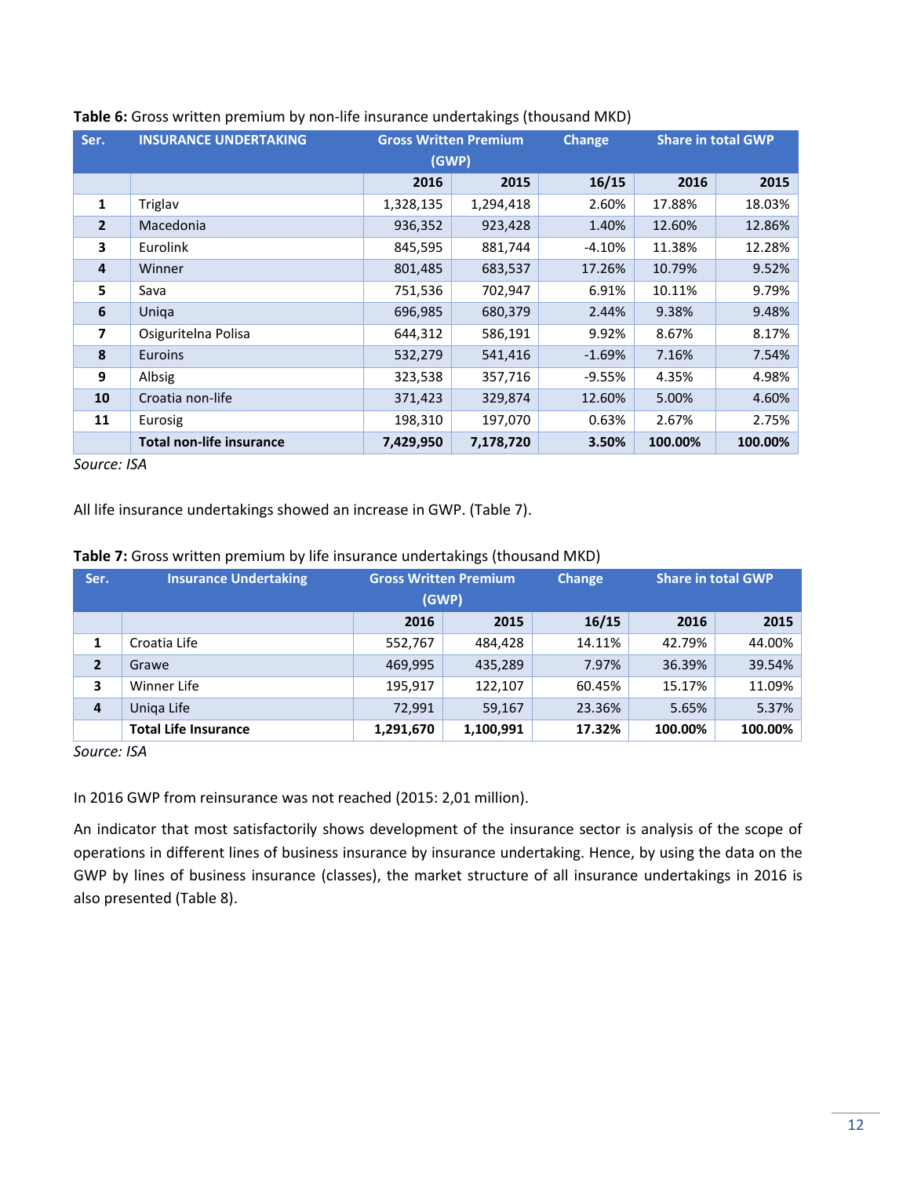**Table 6:** Gross written premium by non-life insurance undertakings (thousand MKD)

| Ser. | INSURANCE UNDERTAKING | Gross Written Premium (GWP) | | Change | Share in total GWP | |
|---|---|---|---|---|---|---|
| | | 2016 | 2015 | 16/15 | 2016 | 2015 |
| 1 | Triglav | 1,328,135 | 1,294,418 | 2.60% | 17.88% | 18.03% |
| 2 | Macedonia | 936,352 | 923,428 | 1.40% | 12.60% | 12.86% |
| 3 | Eurolink | 845,595 | 881,744 | -4.10% | 11.38% | 12.28% |
| 4 | Winner | 801,485 | 683,537 | 17.26% | 10.79% | 9.52% |
| 5 | Sava | 751,536 | 702,947 | 6.91% | 10.11% | 9.79% |
| 6 | Uniqa | 696,985 | 680,379 | 2.44% | 9.38% | 9.48% |
| 7 | Osiguritelna Polisa | 644,312 | 586,191 | 9.92% | 8.67% | 8.17% |
| 8 | Euroins | 532,279 | 541,416 | -1.69% | 7.16% | 7.54% |
| 9 | Albsig | 323,538 | 357,716 | -9.55% | 4.35% | 4.98% |
| 10 | Croatia non-life | 371,423 | 329,874 | 12.60% | 5.00% | 4.60% |
| 11 | Eurosig | 198,310 | 197,070 | 0.63% | 2.67% | 2.75% |
| | **Total non-life insurance** | **7,429,950** | **7,178,720** | **3.50%** | **100.00%** | **100.00%** |

*Source: ISA*

All life insurance undertakings showed an increase in GWP. (Table 7).

**Table 7:** Gross written premium by life insurance undertakings (thousand MKD)

| Ser. | Insurance Undertaking | Gross Written Premium (GWP) | | Change | Share in total GWP | |
|---|---|---|---|---|---|---|
| | | 2016 | 2015 | 16/15 | 2016 | 2015 |
| 1 | Croatia Life | 552,767 | 484,428 | 14.11% | 42.79% | 44.00% |
| 2 | Grawe | 469,995 | 435,289 | 7.97% | 36.39% | 39.54% |
| 3 | Winner Life | 195,917 | 122,107 | 60.45% | 15.17% | 11.09% |
| 4 | Uniqa Life | 72,991 | 59,167 | 23.36% | 5.65% | 5.37% |
| | **Total Life Insurance** | **1,291,670** | **1,100,991** | **17.32%** | **100.00%** | **100.00%** |

*Source: ISA*

In 2016 GWP from reinsurance was not reached (2015: 2,01 million).

An indicator that most satisfactorily shows development of the insurance sector is analysis of the scope of operations in different lines of business insurance by insurance undertaking. Hence, by using the data on the GWP by lines of business insurance (classes), the market structure of all insurance undertakings in 2016 is also presented (Table 8).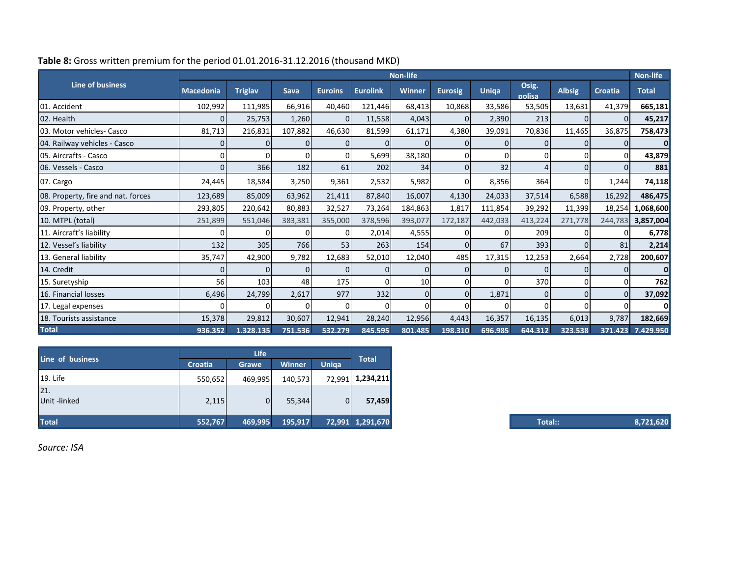**Table 8:** Gross written premium for the period 01.01.2016-31.12.2016 (thousand MKD)

| Line of business | Non-life | | | | | | | | | | | Non-life |
|---|---|---|---|---|---|---|---|---|---|---|---|---|
| | Macedonia | Triglav | Sava | Euroins | Eurolink | Winner | Eurosig | Uniqa | Osig. polisa | Albsig | Croatia | Total |
| 01. Accident | 102,992 | 111,985 | 66,916 | 40,460 | 121,446 | 68,413 | 10,868 | 33,586 | 53,505 | 13,631 | 41,379 | **665,181** |
| 02. Health | 0 | 25,753 | 1,260 | 0 | 11,558 | 4,043 | 0 | 2,390 | 213 | 0 | 0 | **45,217** |
| 03. Motor vehicles- Casco | 81,713 | 216,831 | 107,882 | 46,630 | 81,599 | 61,171 | 4,380 | 39,091 | 70,836 | 11,465 | 36,875 | **758,473** |
| 04. Railway vehicles - Casco | 0 | 0 | 0 | 0 | 0 | 0 | 0 | 0 | 0 | 0 | 0 | **0** |
| 05. Aircrafts - Casco | 0 | 0 | 0 | 0 | 5,699 | 38,180 | 0 | 0 | 0 | 0 | 0 | **43,879** |
| 06. Vessels - Casco | 0 | 366 | 182 | 61 | 202 | 34 | 0 | 32 | 4 | 0 | 0 | **881** |
| 07. Cargo | 24,445 | 18,584 | 3,250 | 9,361 | 2,532 | 5,982 | 0 | 8,356 | 364 | 0 | 1,244 | **74,118** |
| 08. Property, fire and nat. forces | 123,689 | 85,009 | 63,962 | 21,411 | 87,840 | 16,007 | 4,130 | 24,033 | 37,514 | 6,588 | 16,292 | **486,475** |
| 09. Property, other | 293,805 | 220,642 | 80,883 | 32,527 | 73,264 | 184,863 | 1,817 | 111,854 | 39,292 | 11,399 | 18,254 | **1,068,600** |
| 10. MTPL (total) | 251,899 | 551,046 | 383,381 | 355,000 | 378,596 | 393,077 | 172,187 | 442,033 | 413,224 | 271,778 | 244,783 | **3,857,004** |
| 11. Aircraft's liability | 0 | 0 | 0 | 0 | 2,014 | 4,555 | 0 | 0 | 209 | 0 | 0 | **6,778** |
| 12. Vessel's liability | 132 | 305 | 766 | 53 | 263 | 154 | 0 | 67 | 393 | 0 | 81 | **2,214** |
| 13. General liability | 35,747 | 42,900 | 9,782 | 12,683 | 52,010 | 12,040 | 485 | 17,315 | 12,253 | 2,664 | 2,728 | **200,607** |
| 14. Credit | 0 | 0 | 0 | 0 | 0 | 0 | 0 | 0 | 0 | 0 | 0 | **0** |
| 15. Suretyship | 56 | 103 | 48 | 175 | 0 | 10 | 0 | 0 | 370 | 0 | 0 | **762** |
| 16. Financial losses | 6,496 | 24,799 | 2,617 | 977 | 332 | 0 | 0 | 1,871 | 0 | 0 | 0 | **37,092** |
| 17. Legal expenses | 0 | 0 | 0 | 0 | 0 | 0 | 0 | 0 | 0 | 0 | 0 | **0** |
| 18. Tourists assistance | 15,378 | 29,812 | 30,607 | 12,941 | 28,240 | 12,956 | 4,443 | 16,357 | 16,135 | 6,013 | 9,787 | **182,669** |
| **Total** | **936.352** | **1.328.135** | **751.536** | **532.279** | **845.595** | **801.485** | **198.310** | **696.985** | **644.312** | **323.538** | **371.423** | **7.429.950** |

| Line of business | Life | | | | Total |
|---|---|---|---|---|---|
| | Croatia | Grawe | Winner | Uniqa | |
| 19. Life | 550,652 | 469,995 | 140,573 | 72,991 | **1,234,211** |
| 21. Unit -linked | 2,115 | 0 | 55,344 | 0 | **57,459** |
| **Total** | **552,767** | **469,995** | **195,917** | **72,991** | **1,291,670** |

| Total:: | 8,721,620 |
|---|---|

*Source: ISA*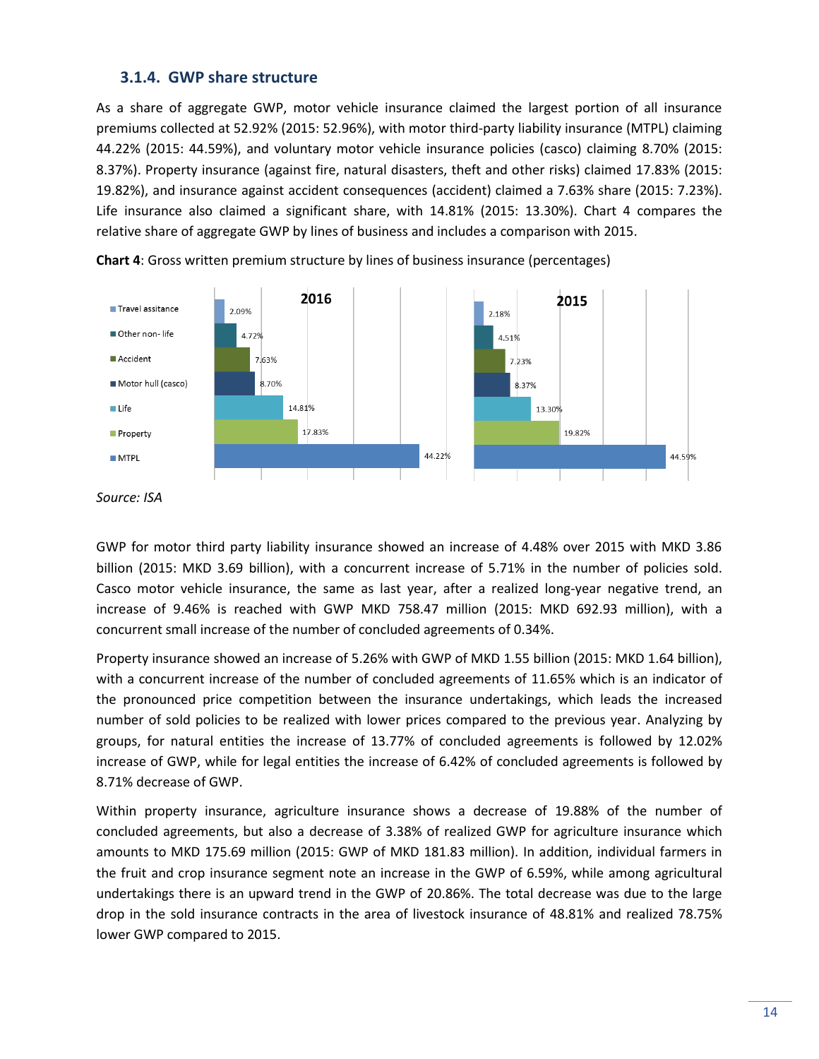### 3.1.4. GWP share structure

As a share of aggregate GWP, motor vehicle insurance claimed the largest portion of all insurance premiums collected at 52.92% (2015: 52.96%), with motor third-party liability insurance (MTPL) claiming 44.22% (2015: 44.59%), and voluntary motor vehicle insurance policies (casco) claiming 8.70% (2015: 8.37%). Property insurance (against fire, natural disasters, theft and other risks) claimed 17.83% (2015: 19.82%), and insurance against accident consequences (accident) claimed a 7.63% share (2015: 7.23%). Life insurance also claimed a significant share, with 14.81% (2015: 13.30%). Chart 4 compares the relative share of aggregate GWP by lines of business and includes a comparison with 2015.

**Chart 4**: Gross written premium structure by lines of business insurance (percentages)

| | 2016 | 2015 |
|---|---|---|
| Travel assitance | 2.09% | 2.18% |
| Other non- life | 4.72% | 4.51% |
| Accident | 7.63% | 7.23% |
| Motor hull (casco) | 8.70% | 8.37% |
| Life | 14.81% | 13.30% |
| Property | 17.83% | 19.82% |
| MTPL | 44.22% | 44.59% |

*Source: ISA*

GWP for motor third party liability insurance showed an increase of 4.48% over 2015 with MKD 3.86 billion (2015: MKD 3.69 billion), with a concurrent increase of 5.71% in the number of policies sold. Casco motor vehicle insurance, the same as last year, after a realized long-year negative trend, an increase of 9.46% is reached with GWP MKD 758.47 million (2015: MKD 692.93 million), with a concurrent small increase of the number of concluded agreements of 0.34%.

Property insurance showed an increase of 5.26% with GWP of MKD 1.55 billion (2015: MKD 1.64 billion), with a concurrent increase of the number of concluded agreements of 11.65% which is an indicator of the pronounced price competition between the insurance undertakings, which leads the increased number of sold policies to be realized with lower prices compared to the previous year. Analyzing by groups, for natural entities the increase of 13.77% of concluded agreements is followed by 12.02% increase of GWP, while for legal entities the increase of 6.42% of concluded agreements is followed by 8.71% decrease of GWP.

Within property insurance, agriculture insurance shows a decrease of 19.88% of the number of concluded agreements, but also a decrease of 3.38% of realized GWP for agriculture insurance which amounts to MKD 175.69 million (2015: GWP of MKD 181.83 million). In addition, individual farmers in the fruit and crop insurance segment note an increase in the GWP of 6.59%, while among agricultural undertakings there is an upward trend in the GWP of 20.86%. The total decrease was due to the large drop in the sold insurance contracts in the area of livestock insurance of 48.81% and realized 78.75% lower GWP compared to 2015.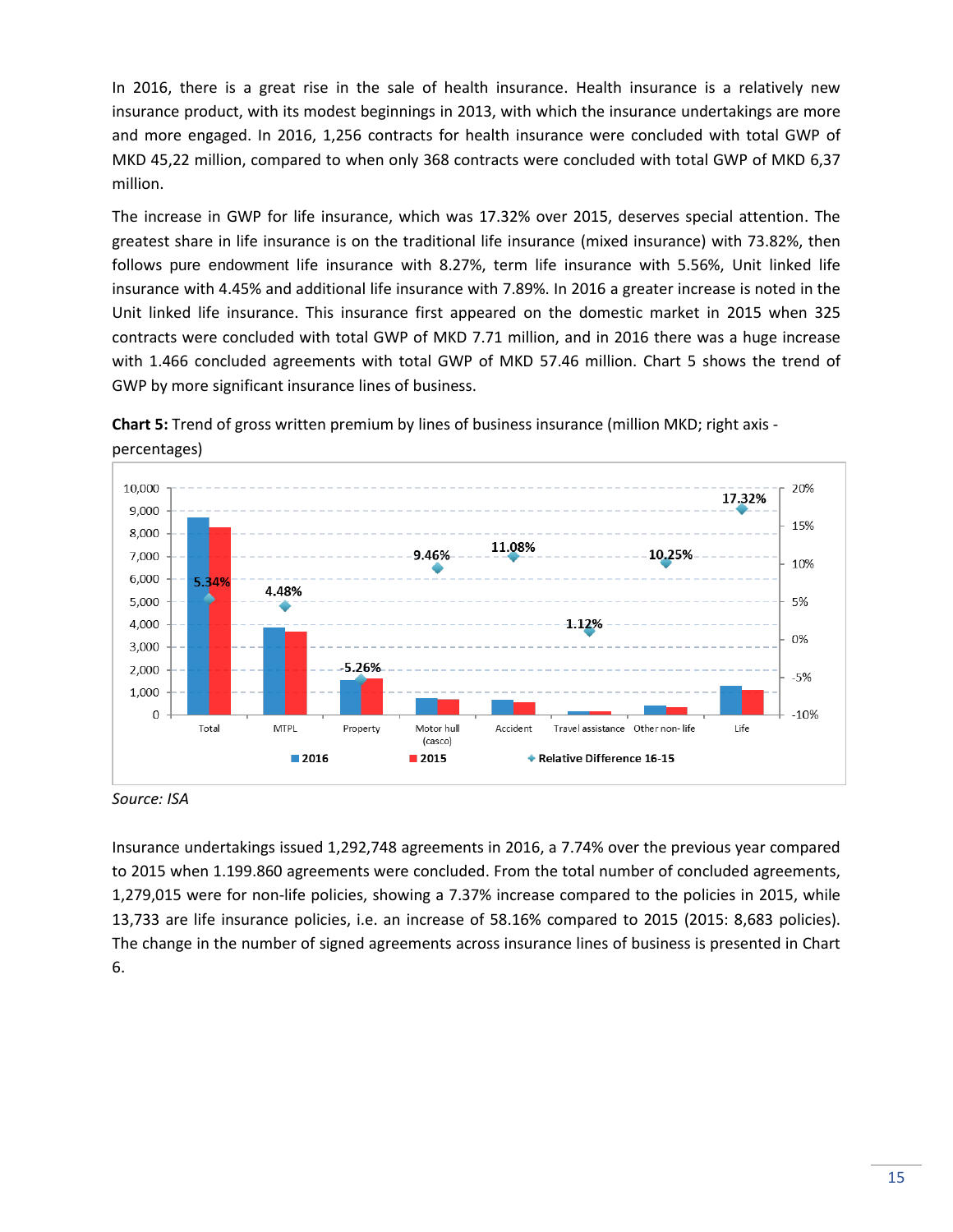In 2016, there is a great rise in the sale of health insurance. Health insurance is a relatively new insurance product, with its modest beginnings in 2013, with which the insurance undertakings are more and more engaged. In 2016, 1,256 contracts for health insurance were concluded with total GWP of MKD 45,22 million, compared to when only 368 contracts were concluded with total GWP of MKD 6,37 million.

The increase in GWP for life insurance, which was 17.32% over 2015, deserves special attention. The greatest share in life insurance is on the traditional life insurance (mixed insurance) with 73.82%, then follows pure endowment life insurance with 8.27%, term life insurance with 5.56%, Unit linked life insurance with 4.45% and additional life insurance with 7.89%. In 2016 a greater increase is noted in the Unit linked life insurance. This insurance first appeared on the domestic market in 2015 when 325 contracts were concluded with total GWP of MKD 7.71 million, and in 2016 there was a huge increase with 1.466 concluded agreements with total GWP of MKD 57.46 million. Chart 5 shows the trend of GWP by more significant insurance lines of business.

**Chart 5:** Trend of gross written premium by lines of business insurance (million MKD; right axis - percentages)

| | Total | MTPL | Property | Motor hull (casco) | Accident | Travel assistance | Other non- life | Life |
|---|---|---|---|---|---|---|---|---|
| Relative Difference 16-15 | 5.34% | 4.48% | -5.26% | 9.46% | 11.08% | 1.12% | 10.25% | 17.32% |

*Source: ISA*

Insurance undertakings issued 1,292,748 agreements in 2016, a 7.74% over the previous year compared to 2015 when 1.199.860 agreements were concluded. From the total number of concluded agreements, 1,279,015 were for non-life policies, showing a 7.37% increase compared to the policies in 2015, while 13,733 are life insurance policies, i.e. an increase of 58.16% compared to 2015 (2015: 8,683 policies). The change in the number of signed agreements across insurance lines of business is presented in Chart 6.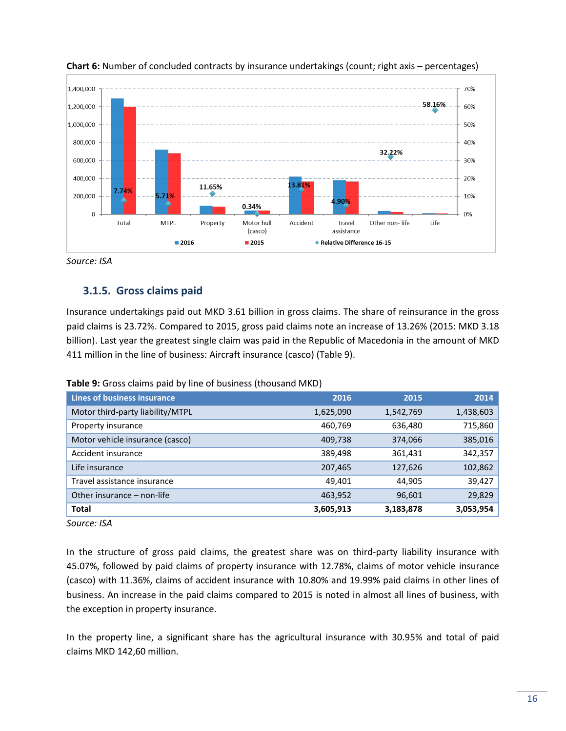**Chart 6:** Number of concluded contracts by insurance undertakings (count; right axis – percentages)

Source: ISA

### 3.1.5. Gross claims paid

Insurance undertakings paid out MKD 3.61 billion in gross claims. The share of reinsurance in the gross paid claims is 23.72%. Compared to 2015, gross paid claims note an increase of 13.26% (2015: MKD 3.18 billion). Last year the greatest single claim was paid in the Republic of Macedonia in the amount of MKD 411 million in the line of business: Aircraft insurance (casco) (Table 9).

**Table 9:** Gross claims paid by line of business (thousand MKD)

| Lines of business insurance | 2016 | 2015 | 2014 |
|---|---|---|---|
| Motor third-party liability/MTPL | 1,625,090 | 1,542,769 | 1,438,603 |
| Property insurance | 460,769 | 636,480 | 715,860 |
| Motor vehicle insurance (casco) | 409,738 | 374,066 | 385,016 |
| Accident insurance | 389,498 | 361,431 | 342,357 |
| Life insurance | 207,465 | 127,626 | 102,862 |
| Travel assistance insurance | 49,401 | 44,905 | 39,427 |
| Other insurance – non-life | 463,952 | 96,601 | 29,829 |
| **Total** | **3,605,913** | **3,183,878** | **3,053,954** |

Source: ISA

In the structure of gross paid claims, the greatest share was on third-party liability insurance with 45.07%, followed by paid claims of property insurance with 12.78%, claims of motor vehicle insurance (casco) with 11.36%, claims of accident insurance with 10.80% and 19.99% paid claims in other lines of business. An increase in the paid claims compared to 2015 is noted in almost all lines of business, with the exception in property insurance.

In the property line, a significant share has the agricultural insurance with 30.95% and total of paid claims MKD 142,60 million.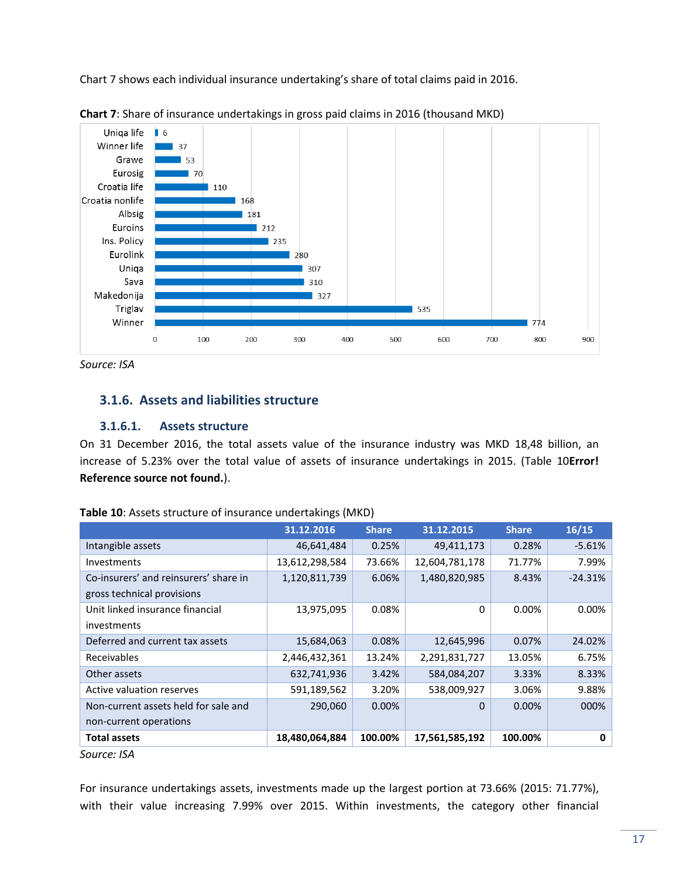Chart 7 shows each individual insurance undertaking's share of total claims paid in 2016.

**Chart 7**: Share of insurance undertakings in gross paid claims in 2016 (thousand MKD)

| Insurance undertaking | Gross paid claims (thousand MKD) |
|---|---|
| Uniqa life | 6 |
| Winner life | 37 |
| Grawe | 53 |
| Eurosig | 70 |
| Croatia life | 110 |
| Croatia nonlife | 168 |
| Albsig | 181 |
| Euroins | 212 |
| Ins. Policy | 235 |
| Eurolink | 280 |
| Uniqa | 307 |
| Sava | 310 |
| Makedonija | 327 |
| Triglav | 535 |
| Winner | 774 |

*Source: ISA*

## 3.1.6. Assets and liabilities structure

### 3.1.6.1. Assets structure

On 31 December 2016, the total assets value of the insurance industry was MKD 18,48 billion, an increase of 5.23% over the total value of assets of insurance undertakings in 2015. (Table 10**Error! Reference source not found.**).

**Table 10**: Assets structure of insurance undertakings (MKD)

| | 31.12.2016 | Share | 31.12.2015 | Share | 16/15 |
|---|---|---|---|---|---|
| Intangible assets | 46,641,484 | 0.25% | 49,411,173 | 0.28% | -5.61% |
| Investments | 13,612,298,584 | 73.66% | 12,604,781,178 | 71.77% | 7.99% |
| Co-insurers' and reinsurers' share in gross technical provisions | 1,120,811,739 | 6.06% | 1,480,820,985 | 8.43% | -24.31% |
| Unit linked insurance financial investments | 13,975,095 | 0.08% | 0 | 0.00% | 0.00% |
| Deferred and current tax assets | 15,684,063 | 0.08% | 12,645,996 | 0.07% | 24.02% |
| Receivables | 2,446,432,361 | 13.24% | 2,291,831,727 | 13.05% | 6.75% |
| Other assets | 632,741,936 | 3.42% | 584,084,207 | 3.33% | 8.33% |
| Active valuation reserves | 591,189,562 | 3.20% | 538,009,927 | 3.06% | 9.88% |
| Non-current assets held for sale and non-current operations | 290,060 | 0.00% | 0 | 0.00% | 000% |
| **Total assets** | **18,480,064,884** | **100.00%** | **17,561,585,192** | **100.00%** | **0** |

*Source: ISA*

For insurance undertakings assets, investments made up the largest portion at 73.66% (2015: 71.77%), with their value increasing 7.99% over 2015. Within investments, the category other financial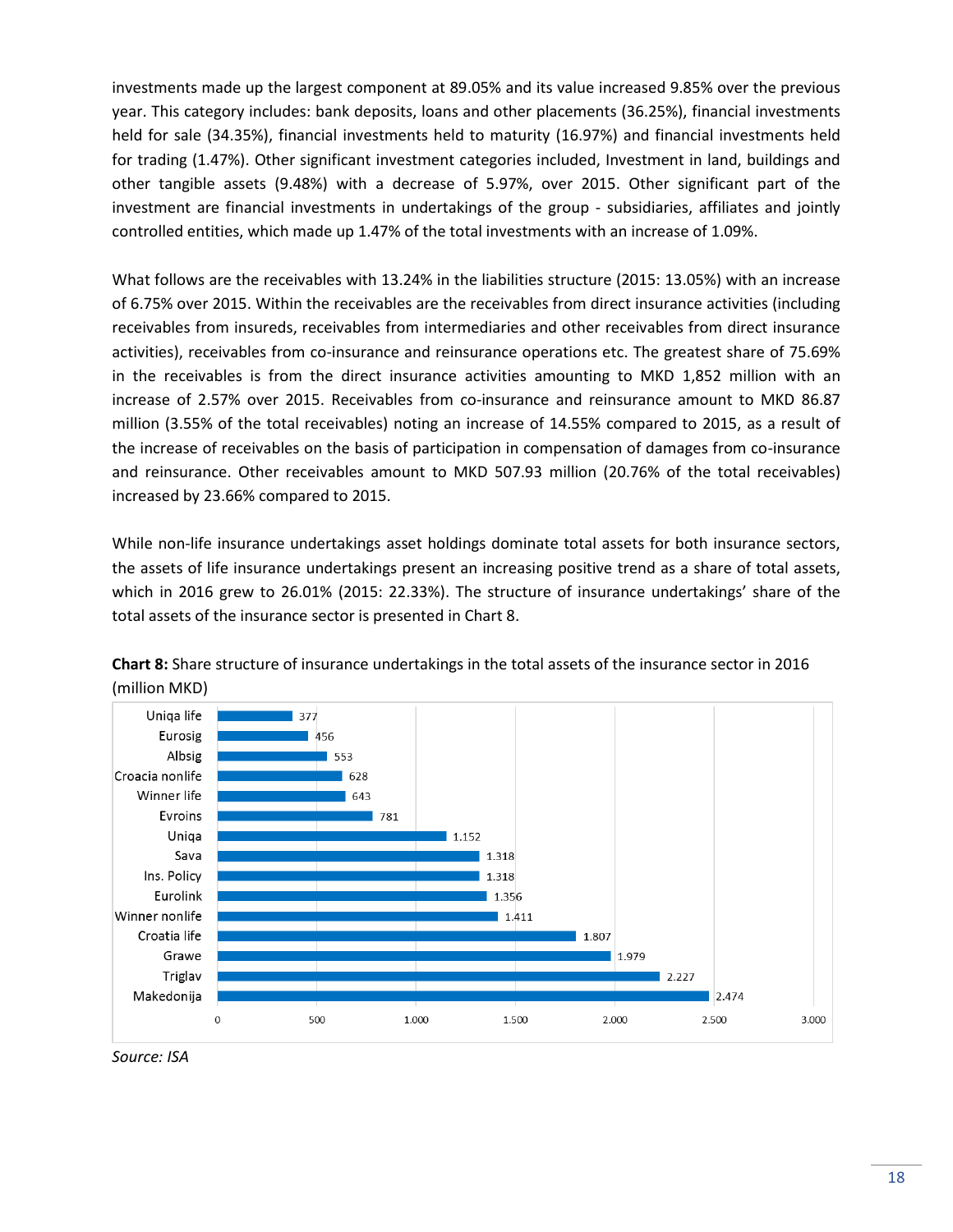investments made up the largest component at 89.05% and its value increased 9.85% over the previous year. This category includes: bank deposits, loans and other placements (36.25%), financial investments held for sale (34.35%), financial investments held to maturity (16.97%) and financial investments held for trading (1.47%). Other significant investment categories included, Investment in land, buildings and other tangible assets (9.48%) with a decrease of 5.97%, over 2015. Other significant part of the investment are financial investments in undertakings of the group - subsidiaries, affiliates and jointly controlled entities, which made up 1.47% of the total investments with an increase of 1.09%.

What follows are the receivables with 13.24% in the liabilities structure (2015: 13.05%) with an increase of 6.75% over 2015. Within the receivables are the receivables from direct insurance activities (including receivables from insureds, receivables from intermediaries and other receivables from direct insurance activities), receivables from co-insurance and reinsurance operations etc. The greatest share of 75.69% in the receivables is from the direct insurance activities amounting to MKD 1,852 million with an increase of 2.57% over 2015. Receivables from co-insurance and reinsurance amount to MKD 86.87 million (3.55% of the total receivables) noting an increase of 14.55% compared to 2015, as a result of the increase of receivables on the basis of participation in compensation of damages from co-insurance and reinsurance. Other receivables amount to MKD 507.93 million (20.76% of the total receivables) increased by 23.66% compared to 2015.

While non-life insurance undertakings asset holdings dominate total assets for both insurance sectors, the assets of life insurance undertakings present an increasing positive trend as a share of total assets, which in 2016 grew to 26.01% (2015: 22.33%). The structure of insurance undertakings' share of the total assets of the insurance sector is presented in Chart 8.

**Chart 8:** Share structure of insurance undertakings in the total assets of the insurance sector in 2016 (million MKD)

| Insurance undertaking | Total assets (million MKD) |
|---|---|
| Uniqa life | 377 |
| Eurosig | 456 |
| Albsig | 553 |
| Croacia nonlife | 628 |
| Winner life | 643 |
| Evroins | 781 |
| Uniqa | 1.152 |
| Sava | 1.318 |
| Ins. Policy | 1.318 |
| Eurolink | 1.356 |
| Winner nonlife | 1.411 |
| Croatia life | 1.807 |
| Grawe | 1.979 |
| Triglav | 2.227 |
| Makedonija | 2.474 |

*Source: ISA*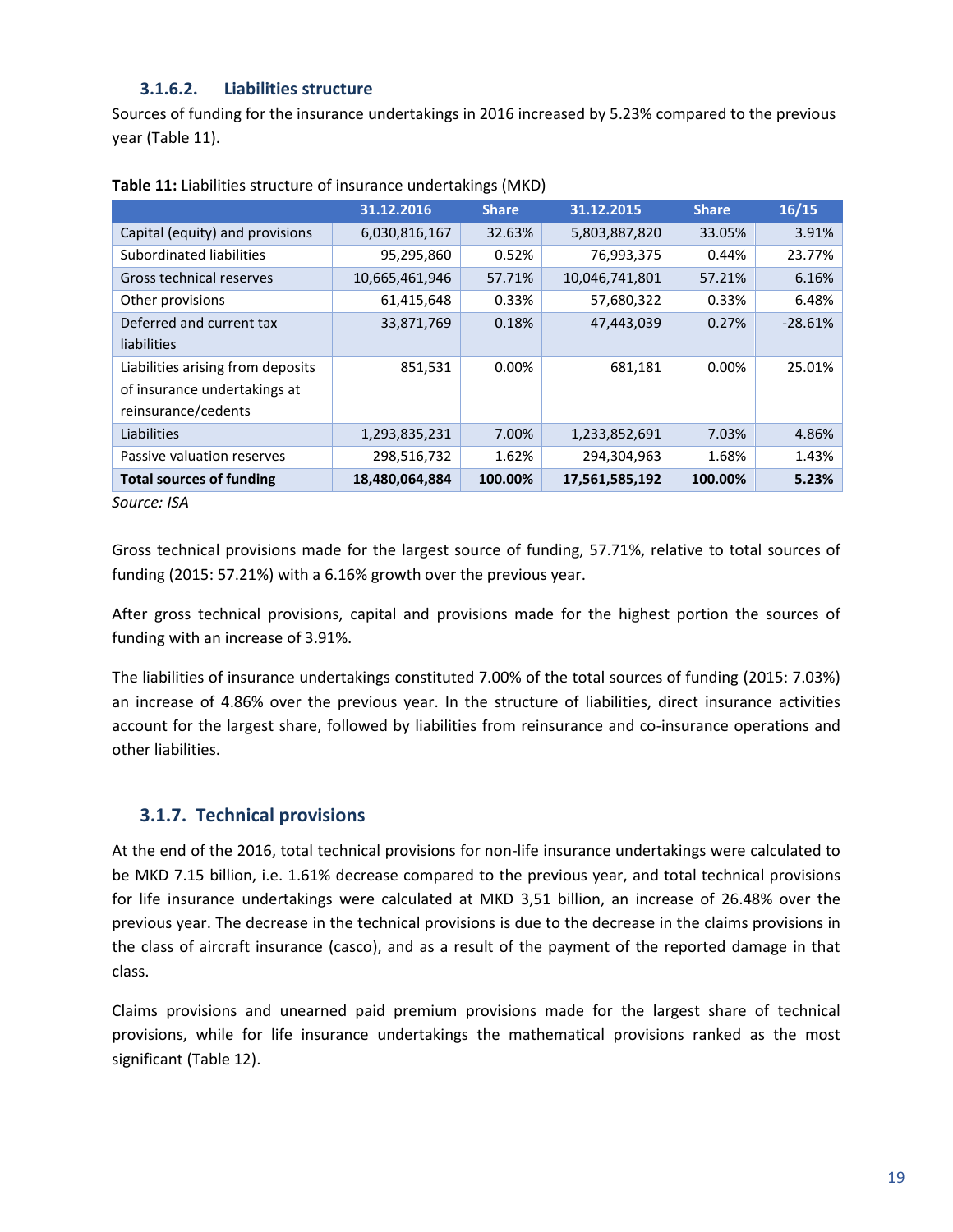#### 3.1.6.2. Liabilities structure

Sources of funding for the insurance undertakings in 2016 increased by 5.23% compared to the previous year (Table 11).

**Table 11:** Liabilities structure of insurance undertakings (MKD)

| | 31.12.2016 | Share | 31.12.2015 | Share | 16/15 |
|---|---|---|---|---|---|
| Capital (equity) and provisions | 6,030,816,167 | 32.63% | 5,803,887,820 | 33.05% | 3.91% |
| Subordinated liabilities | 95,295,860 | 0.52% | 76,993,375 | 0.44% | 23.77% |
| Gross technical reserves | 10,665,461,946 | 57.71% | 10,046,741,801 | 57.21% | 6.16% |
| Other provisions | 61,415,648 | 0.33% | 57,680,322 | 0.33% | 6.48% |
| Deferred and current tax liabilities | 33,871,769 | 0.18% | 47,443,039 | 0.27% | -28.61% |
| Liabilities arising from deposits of insurance undertakings at reinsurance/cedents | 851,531 | 0.00% | 681,181 | 0.00% | 25.01% |
| Liabilities | 1,293,835,231 | 7.00% | 1,233,852,691 | 7.03% | 4.86% |
| Passive valuation reserves | 298,516,732 | 1.62% | 294,304,963 | 1.68% | 1.43% |
| **Total sources of funding** | **18,480,064,884** | **100.00%** | **17,561,585,192** | **100.00%** | **5.23%** |

*Source: ISA*

Gross technical provisions made for the largest source of funding, 57.71%, relative to total sources of funding (2015: 57.21%) with a 6.16% growth over the previous year.

After gross technical provisions, capital and provisions made for the highest portion the sources of funding with an increase of 3.91%.

The liabilities of insurance undertakings constituted 7.00% of the total sources of funding (2015: 7.03%) an increase of 4.86% over the previous year. In the structure of liabilities, direct insurance activities account for the largest share, followed by liabilities from reinsurance and co-insurance operations and other liabilities.

### 3.1.7. Technical provisions

At the end of the 2016, total technical provisions for non-life insurance undertakings were calculated to be MKD 7.15 billion, i.e. 1.61% decrease compared to the previous year, and total technical provisions for life insurance undertakings were calculated at MKD 3,51 billion, an increase of 26.48% over the previous year. The decrease in the technical provisions is due to the decrease in the claims provisions in the class of aircraft insurance (casco), and as a result of the payment of the reported damage in that class.

Claims provisions and unearned paid premium provisions made for the largest share of technical provisions, while for life insurance undertakings the mathematical provisions ranked as the most significant (Table 12).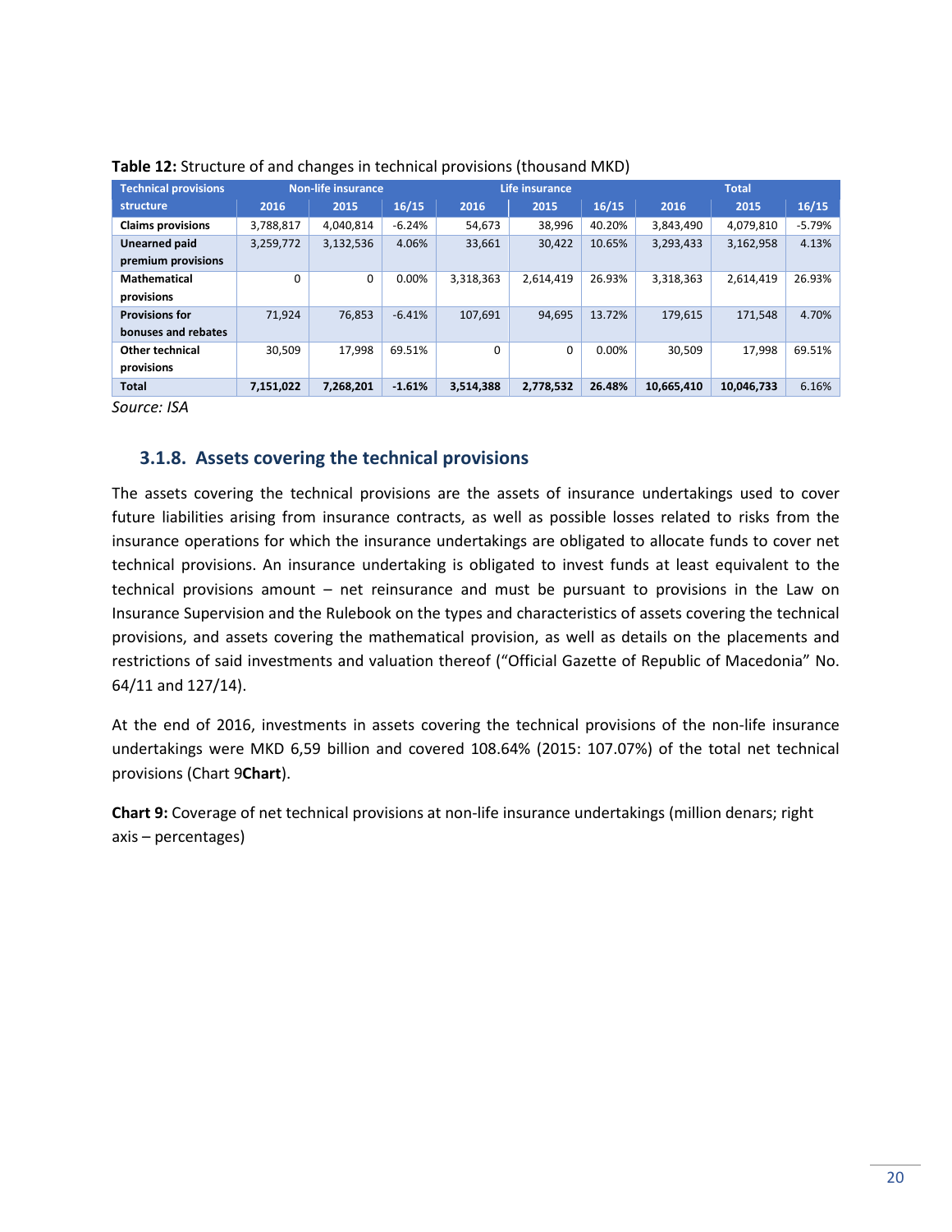**Table 12:** Structure of and changes in technical provisions (thousand MKD)

| Technical provisions structure | Non-life insurance | | | Life insurance | | | Total | | |
|---|---|---|---|---|---|---|---|---|---|
| | 2016 | 2015 | 16/15 | 2016 | 2015 | 16/15 | 2016 | 2015 | 16/15 |
| **Claims provisions** | 3,788,817 | 4,040,814 | -6.24% | 54,673 | 38,996 | 40.20% | 3,843,490 | 4,079,810 | -5.79% |
| **Unearned paid premium provisions** | 3,259,772 | 3,132,536 | 4.06% | 33,661 | 30,422 | 10.65% | 3,293,433 | 3,162,958 | 4.13% |
| **Mathematical provisions** | 0 | 0 | 0.00% | 3,318,363 | 2,614,419 | 26.93% | 3,318,363 | 2,614,419 | 26.93% |
| **Provisions for bonuses and rebates** | 71,924 | 76,853 | -6.41% | 107,691 | 94,695 | 13.72% | 179,615 | 171,548 | 4.70% |
| **Other technical provisions** | 30,509 | 17,998 | 69.51% | 0 | 0 | 0.00% | 30,509 | 17,998 | 69.51% |
| **Total** | **7,151,022** | **7,268,201** | **-1.61%** | **3,514,388** | **2,778,532** | **26.48%** | **10,665,410** | **10,046,733** | 6.16% |

*Source: ISA*

### 3.1.8. Assets covering the technical provisions

The assets covering the technical provisions are the assets of insurance undertakings used to cover future liabilities arising from insurance contracts, as well as possible losses related to risks from the insurance operations for which the insurance undertakings are obligated to allocate funds to cover net technical provisions. An insurance undertaking is obligated to invest funds at least equivalent to the technical provisions amount – net reinsurance and must be pursuant to provisions in the Law on Insurance Supervision and the Rulebook on the types and characteristics of assets covering the technical provisions, and assets covering the mathematical provision, as well as details on the placements and restrictions of said investments and valuation thereof ("Official Gazette of Republic of Macedonia" No. 64/11 and 127/14).

At the end of 2016, investments in assets covering the technical provisions of the non-life insurance undertakings were MKD 6,59 billion and covered 108.64% (2015: 107.07%) of the total net technical provisions (Chart 9**Chart**).

**Chart 9:** Coverage of net technical provisions at non-life insurance undertakings (million denars; right axis – percentages)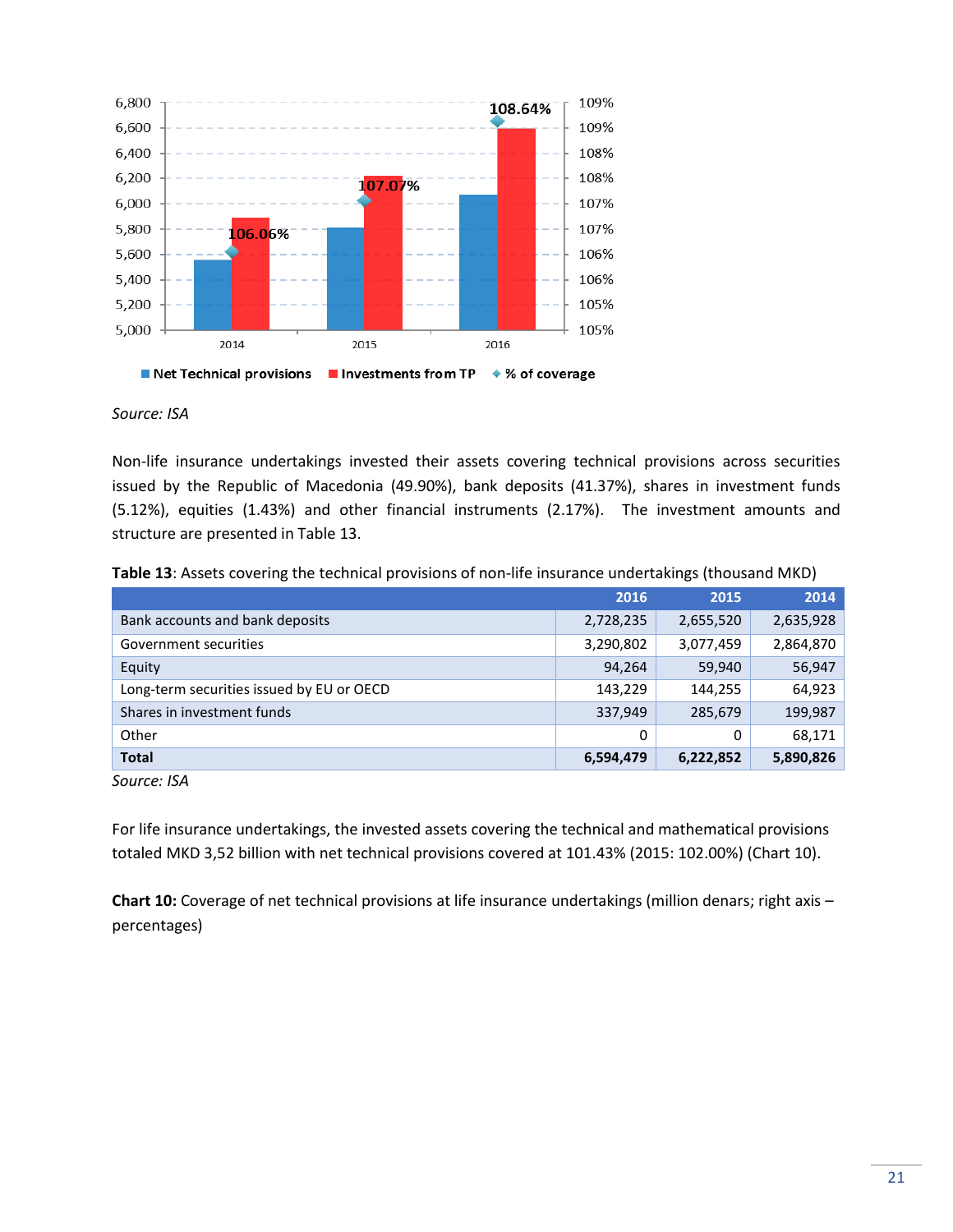Source: ISA

Non-life insurance undertakings invested their assets covering technical provisions across securities issued by the Republic of Macedonia (49.90%), bank deposits (41.37%), shares in investment funds (5.12%), equities (1.43%) and other financial instruments (2.17%). The investment amounts and structure are presented in Table 13.

**Table 13**: Assets covering the technical provisions of non-life insurance undertakings (thousand MKD)

| | 2016 | 2015 | 2014 |
|---|---|---|---|
| Bank accounts and bank deposits | 2,728,235 | 2,655,520 | 2,635,928 |
| Government securities | 3,290,802 | 3,077,459 | 2,864,870 |
| Equity | 94,264 | 59,940 | 56,947 |
| Long-term securities issued by EU or OECD | 143,229 | 144,255 | 64,923 |
| Shares in investment funds | 337,949 | 285,679 | 199,987 |
| Other | 0 | 0 | 68,171 |
| **Total** | **6,594,479** | **6,222,852** | **5,890,826** |

*Source: ISA*

For life insurance undertakings, the invested assets covering the technical and mathematical provisions totaled MKD 3,52 billion with net technical provisions covered at 101.43% (2015: 102.00%) (Chart 10).

**Chart 10:** Coverage of net technical provisions at life insurance undertakings (million denars; right axis – percentages)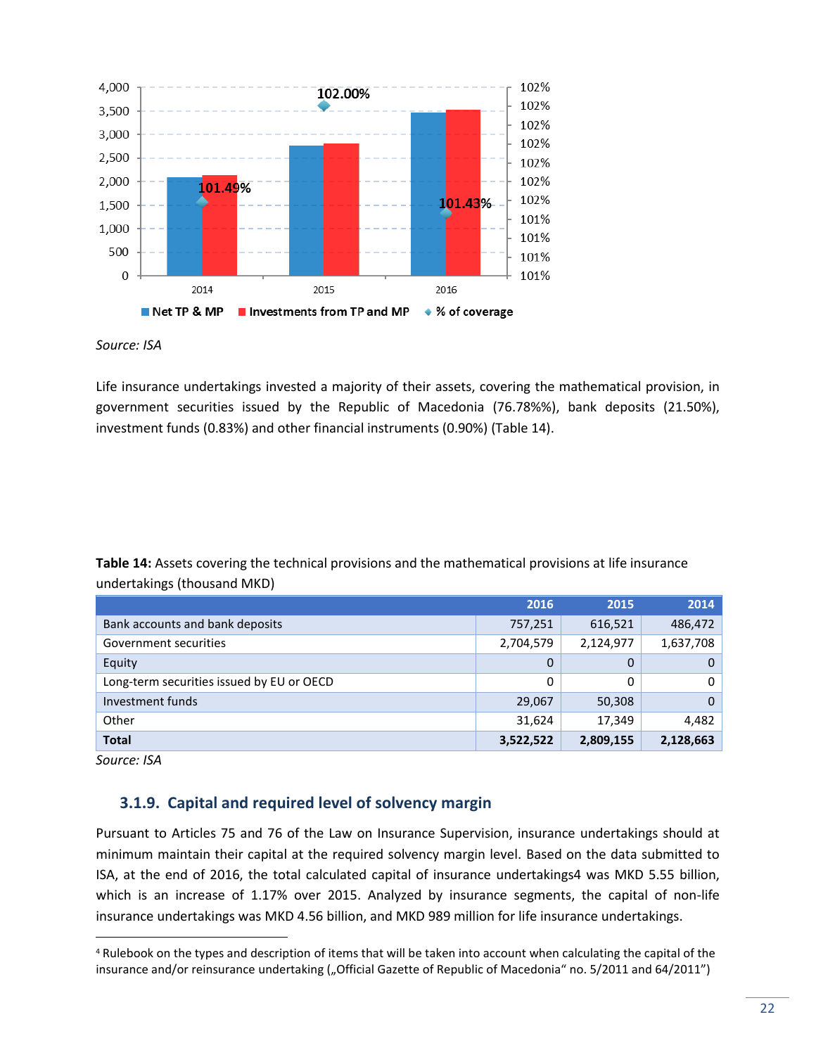Source: ISA

Life insurance undertakings invested a majority of their assets, covering the mathematical provision, in government securities issued by the Republic of Macedonia (76.78%%), bank deposits (21.50%), investment funds (0.83%) and other financial instruments (0.90%) (Table 14).

**Table 14:** Assets covering the technical provisions and the mathematical provisions at life insurance undertakings (thousand MKD)

| | 2016 | 2015 | 2014 |
|---|---|---|---|
| Bank accounts and bank deposits | 757,251 | 616,521 | 486,472 |
| Government securities | 2,704,579 | 2,124,977 | 1,637,708 |
| Equity | 0 | 0 | 0 |
| Long-term securities issued by EU or OECD | 0 | 0 | 0 |
| Investment funds | 29,067 | 50,308 | 0 |
| Other | 31,624 | 17,349 | 4,482 |
| **Total** | **3,522,522** | **2,809,155** | **2,128,663** |

*Source: ISA*

### 3.1.9. Capital and required level of solvency margin

Pursuant to Articles 75 and 76 of the Law on Insurance Supervision, insurance undertakings should at minimum maintain their capital at the required solvency margin level. Based on the data submitted to ISA, at the end of 2016, the total calculated capital of insurance undertakings[4] was MKD 5.55 billion, which is an increase of 1.17% over 2015. Analyzed by insurance segments, the capital of non-life insurance undertakings was MKD 4.56 billion, and MKD 989 million for life insurance undertakings.

[4] Rulebook on the types and description of items that will be taken into account when calculating the capital of the insurance and/or reinsurance undertaking („Official Gazette of Republic of Macedonia" no. 5/2011 and 64/2011")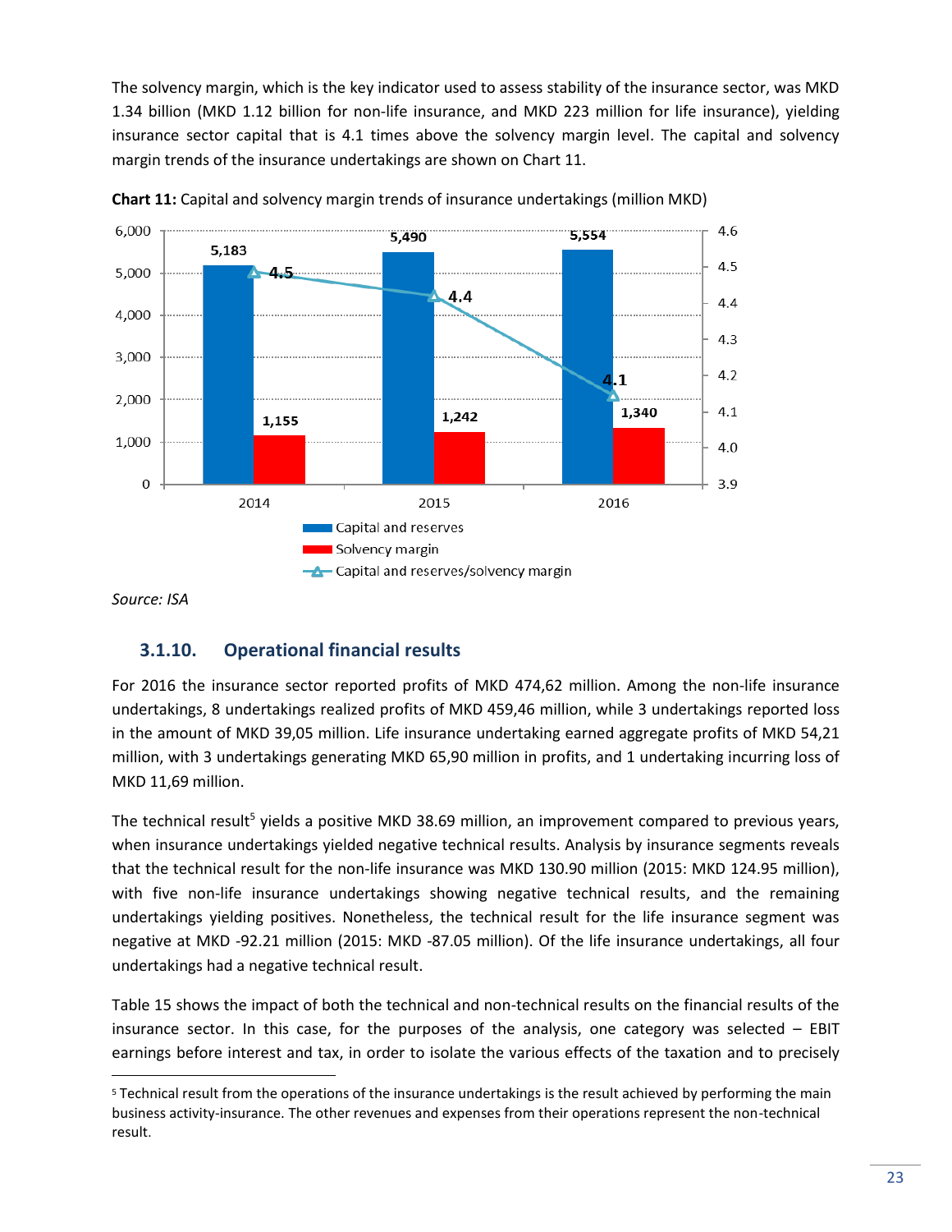The solvency margin, which is the key indicator used to assess stability of the insurance sector, was MKD 1.34 billion (MKD 1.12 billion for non-life insurance, and MKD 223 million for life insurance), yielding insurance sector capital that is 4.1 times above the solvency margin level. The capital and solvency margin trends of the insurance undertakings are shown on Chart 11.

**Chart 11:** Capital and solvency margin trends of insurance undertakings (million MKD)

| | 2014 | 2015 | 2016 |
|---|---|---|---|
| Capital and reserves | 5,183 | 5,490 | 5,554 |
| Solvency margin | 1,155 | 1,242 | 1,340 |
| Capital and reserves/solvency margin | 4.5 | 4.4 | 4.1 |

*Source: ISA*

### 3.1.10. Operational financial results

For 2016 the insurance sector reported profits of MKD 474,62 million. Among the non-life insurance undertakings, 8 undertakings realized profits of MKD 459,46 million, while 3 undertakings reported loss in the amount of MKD 39,05 million. Life insurance undertaking earned aggregate profits of MKD 54,21 million, with 3 undertakings generating MKD 65,90 million in profits, and 1 undertaking incurring loss of MKD 11,69 million.

The technical result[5] yields a positive MKD 38.69 million, an improvement compared to previous years, when insurance undertakings yielded negative technical results. Analysis by insurance segments reveals that the technical result for the non-life insurance was MKD 130.90 million (2015: MKD 124.95 million), with five non-life insurance undertakings showing negative technical results, and the remaining undertakings yielding positives. Nonetheless, the technical result for the life insurance segment was negative at MKD -92.21 million (2015: MKD -87.05 million). Of the life insurance undertakings, all four undertakings had a negative technical result.

Table 15 shows the impact of both the technical and non-technical results on the financial results of the insurance sector. In this case, for the purposes of the analysis, one category was selected – EBIT earnings before interest and tax, in order to isolate the various effects of the taxation and to precisely

[5] Technical result from the operations of the insurance undertakings is the result achieved by performing the main business activity-insurance. The other revenues and expenses from their operations represent the non-technical result.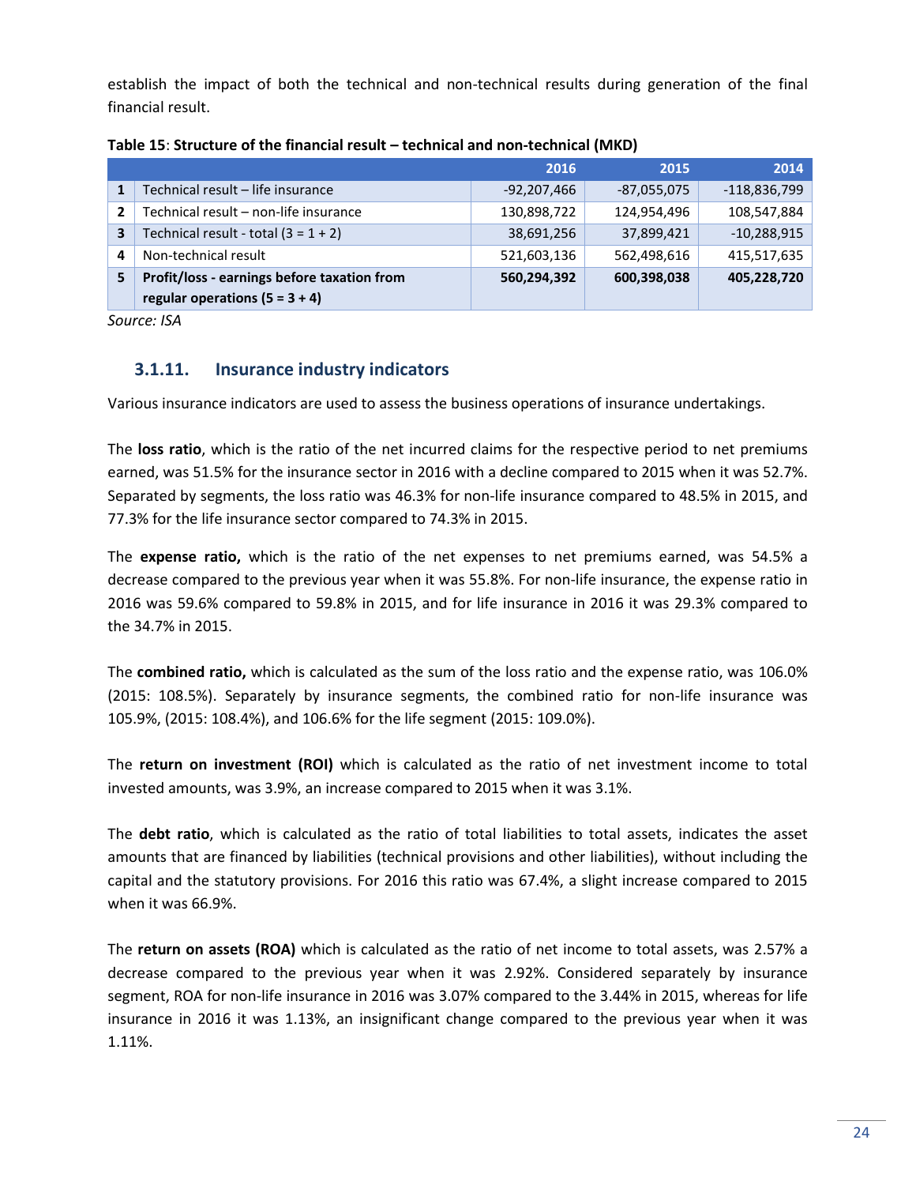establish the impact of both the technical and non-technical results during generation of the final financial result.

**Table 15**: **Structure of the financial result – technical and non-technical (MKD)**

| | | 2016 | 2015 | 2014 |
|---|---|---|---|---|
| 1 | Technical result – life insurance | -92,207,466 | -87,055,075 | -118,836,799 |
| 2 | Technical result – non-life insurance | 130,898,722 | 124,954,496 | 108,547,884 |
| 3 | Technical result - total (3 = 1 + 2) | 38,691,256 | 37,899,421 | -10,288,915 |
| 4 | Non-technical result | 521,603,136 | 562,498,616 | 415,517,635 |
| **5** | **Profit/loss - earnings before taxation from regular operations (5 = 3 + 4)** | **560,294,392** | **600,398,038** | **405,228,720** |

*Source: ISA*

### 3.1.11. Insurance industry indicators

Various insurance indicators are used to assess the business operations of insurance undertakings.

The **loss ratio**, which is the ratio of the net incurred claims for the respective period to net premiums earned, was 51.5% for the insurance sector in 2016 with a decline compared to 2015 when it was 52.7%. Separated by segments, the loss ratio was 46.3% for non-life insurance compared to 48.5% in 2015, and 77.3% for the life insurance sector compared to 74.3% in 2015.

The **expense ratio,** which is the ratio of the net expenses to net premiums earned, was 54.5% a decrease compared to the previous year when it was 55.8%. For non-life insurance, the expense ratio in 2016 was 59.6% compared to 59.8% in 2015, and for life insurance in 2016 it was 29.3% compared to the 34.7% in 2015.

The **combined ratio,** which is calculated as the sum of the loss ratio and the expense ratio, was 106.0% (2015: 108.5%). Separately by insurance segments, the combined ratio for non-life insurance was 105.9%, (2015: 108.4%), and 106.6% for the life segment (2015: 109.0%).

The **return on investment (ROI)** which is calculated as the ratio of net investment income to total invested amounts, was 3.9%, an increase compared to 2015 when it was 3.1%.

The **debt ratio**, which is calculated as the ratio of total liabilities to total assets, indicates the asset amounts that are financed by liabilities (technical provisions and other liabilities), without including the capital and the statutory provisions. For 2016 this ratio was 67.4%, a slight increase compared to 2015 when it was 66.9%.

The **return on assets (ROA)** which is calculated as the ratio of net income to total assets, was 2.57% a decrease compared to the previous year when it was 2.92%. Considered separately by insurance segment, ROA for non-life insurance in 2016 was 3.07% compared to the 3.44% in 2015, whereas for life insurance in 2016 it was 1.13%, an insignificant change compared to the previous year when it was 1.11%.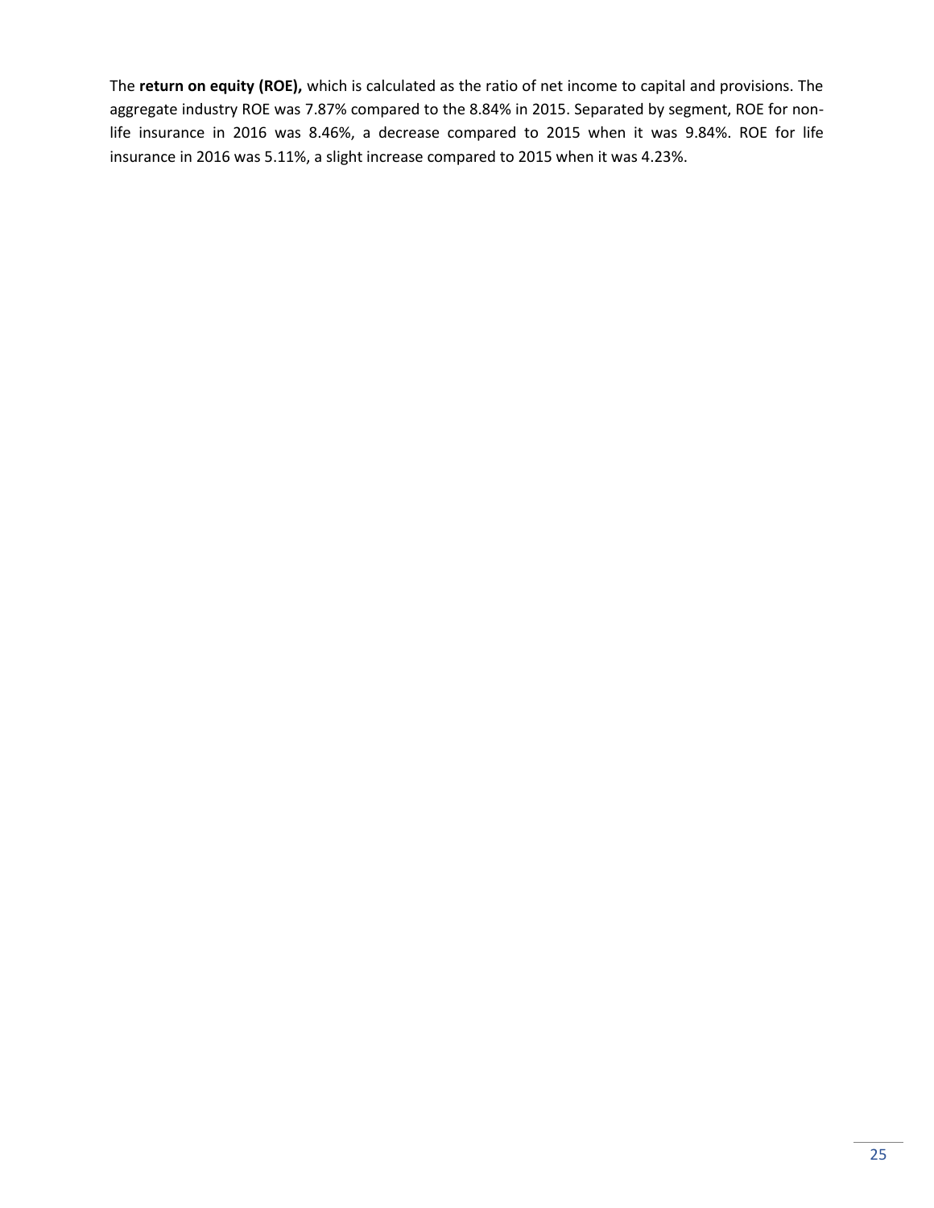The **return on equity (ROE),** which is calculated as the ratio of net income to capital and provisions. The aggregate industry ROE was 7.87% compared to the 8.84% in 2015. Separated by segment, ROE for non-life insurance in 2016 was 8.46%, a decrease compared to 2015 when it was 9.84%. ROE for life insurance in 2016 was 5.11%, a slight increase compared to 2015 when it was 4.23%.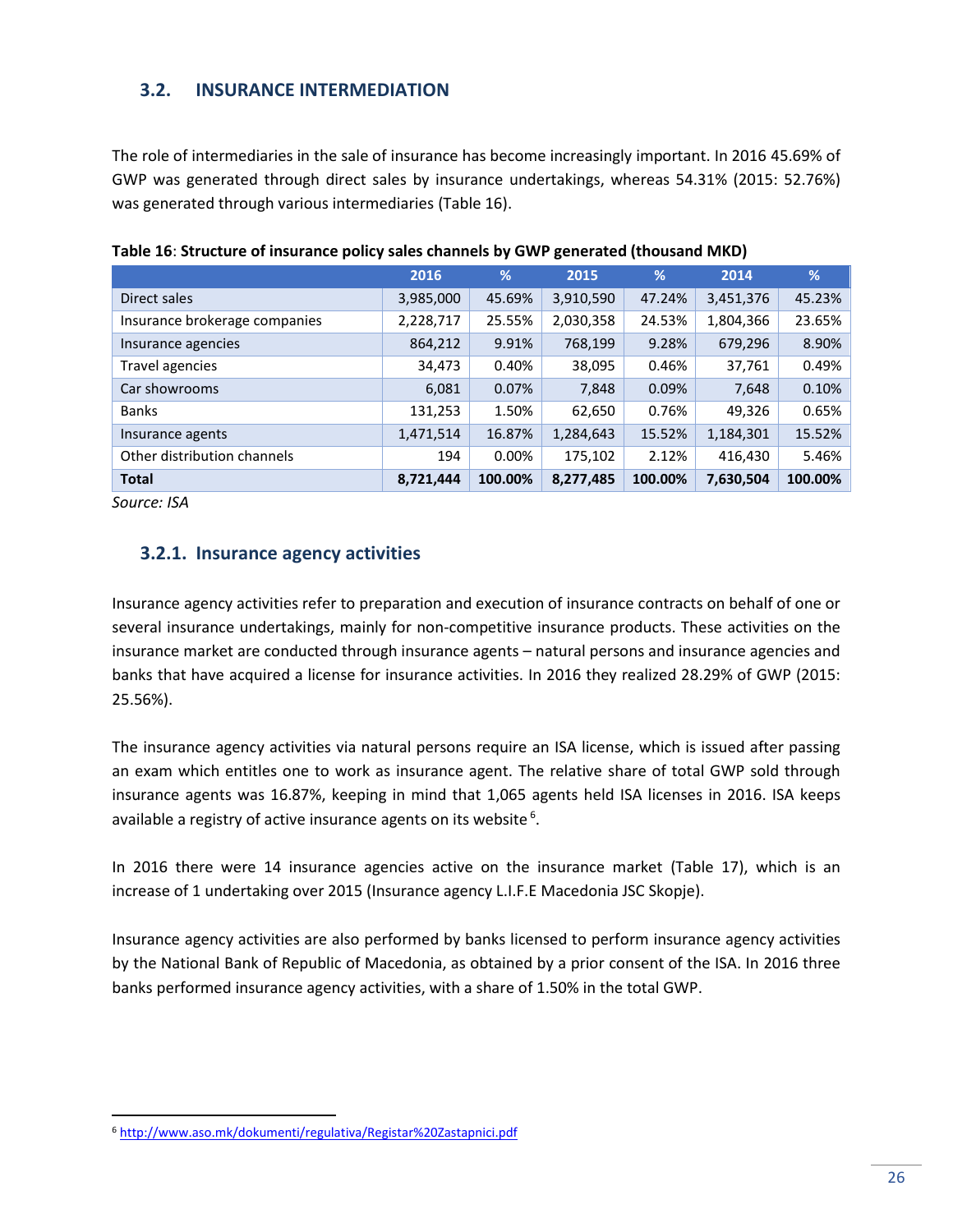## 3.2. INSURANCE INTERMEDIATION

The role of intermediaries in the sale of insurance has become increasingly important. In 2016 45.69% of GWP was generated through direct sales by insurance undertakings, whereas 54.31% (2015: 52.76%) was generated through various intermediaries (Table 16).

**Table 16**: **Structure of insurance policy sales channels by GWP generated (thousand MKD)**

| | 2016 | % | 2015 | % | 2014 | % |
|---|---|---|---|---|---|---|
| Direct sales | 3,985,000 | 45.69% | 3,910,590 | 47.24% | 3,451,376 | 45.23% |
| Insurance brokerage companies | 2,228,717 | 25.55% | 2,030,358 | 24.53% | 1,804,366 | 23.65% |
| Insurance agencies | 864,212 | 9.91% | 768,199 | 9.28% | 679,296 | 8.90% |
| Travel agencies | 34,473 | 0.40% | 38,095 | 0.46% | 37,761 | 0.49% |
| Car showrooms | 6,081 | 0.07% | 7,848 | 0.09% | 7,648 | 0.10% |
| Banks | 131,253 | 1.50% | 62,650 | 0.76% | 49,326 | 0.65% |
| Insurance agents | 1,471,514 | 16.87% | 1,284,643 | 15.52% | 1,184,301 | 15.52% |
| Other distribution channels | 194 | 0.00% | 175,102 | 2.12% | 416,430 | 5.46% |
| **Total** | **8,721,444** | **100.00%** | **8,277,485** | **100.00%** | **7,630,504** | **100.00%** |

*Source: ISA*

### 3.2.1. Insurance agency activities

Insurance agency activities refer to preparation and execution of insurance contracts on behalf of one or several insurance undertakings, mainly for non-competitive insurance products. These activities on the insurance market are conducted through insurance agents – natural persons and insurance agencies and banks that have acquired a license for insurance activities. In 2016 they realized 28.29% of GWP (2015: 25.56%).

The insurance agency activities via natural persons require an ISA license, which is issued after passing an exam which entitles one to work as insurance agent. The relative share of total GWP sold through insurance agents was 16.87%, keeping in mind that 1,065 agents held ISA licenses in 2016. ISA keeps available a registry of active insurance agents on its website [6].

In 2016 there were 14 insurance agencies active on the insurance market (Table 17), which is an increase of 1 undertaking over 2015 (Insurance agency L.I.F.E Macedonia JSC Skopje).

Insurance agency activities are also performed by banks licensed to perform insurance agency activities by the National Bank of Republic of Macedonia, as obtained by a prior consent of the ISA. In 2016 three banks performed insurance agency activities, with a share of 1.50% in the total GWP.

[6] http://www.aso.mk/dokumenti/regulativa/Registar%20Zastapnici.pdf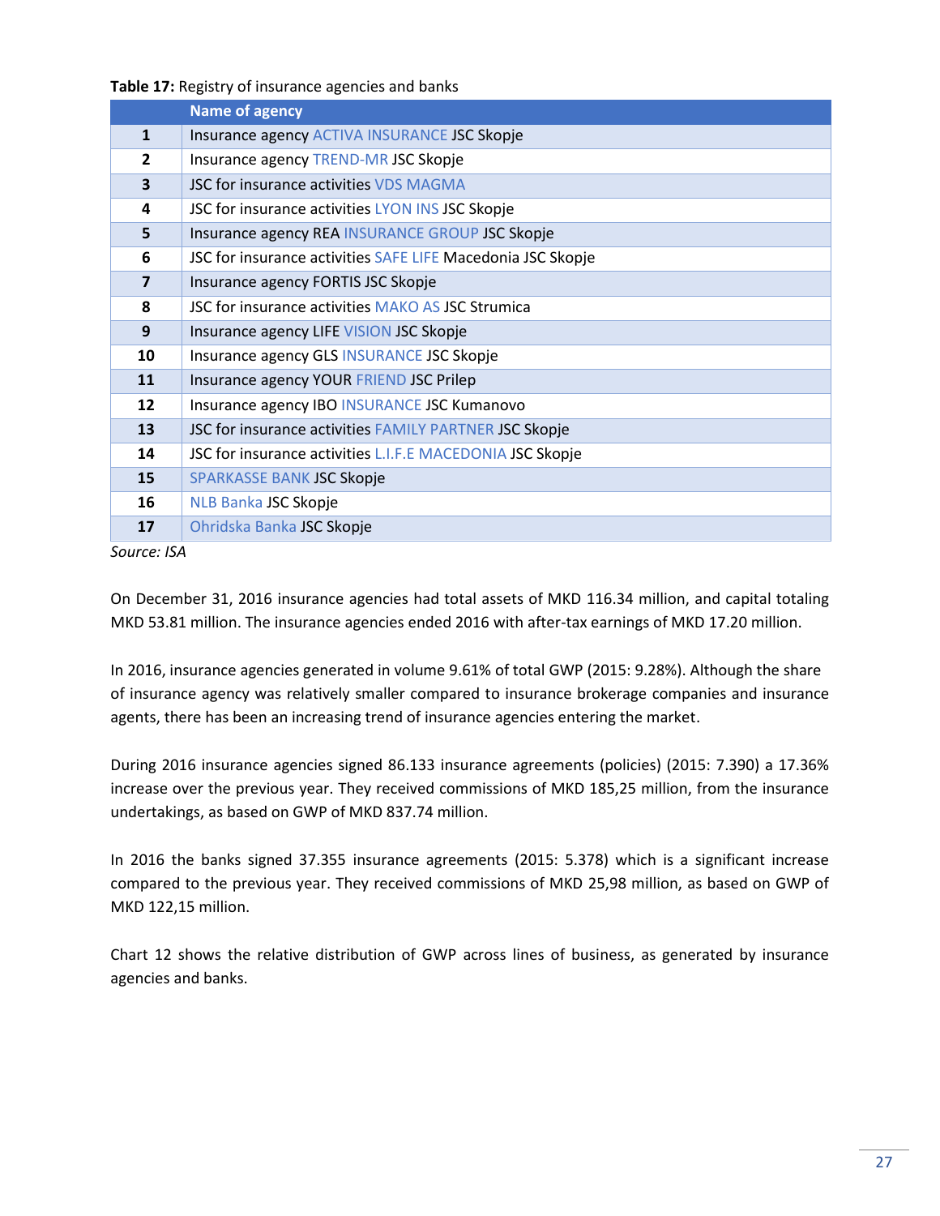**Table 17:** Registry of insurance agencies and banks

| | Name of agency |
|---|---|
| **1** | Insurance agency ACTIVA INSURANCE JSC Skopje |
| **2** | Insurance agency TREND-MR JSC Skopje |
| **3** | JSC for insurance activities VDS MAGMA |
| **4** | JSC for insurance activities LYON INS JSC Skopje |
| **5** | Insurance agency REA INSURANCE GROUP JSC Skopje |
| **6** | JSC for insurance activities SAFE LIFE Macedonia JSC Skopje |
| **7** | Insurance agency FORTIS JSC Skopje |
| **8** | JSC for insurance activities MAKO AS JSC Strumica |
| **9** | Insurance agency LIFE VISION JSC Skopje |
| **10** | Insurance agency GLS INSURANCE JSC Skopje |
| **11** | Insurance agency YOUR FRIEND JSC Prilep |
| **12** | Insurance agency IBO INSURANCE JSC Kumanovo |
| **13** | JSC for insurance activities FAMILY PARTNER JSC Skopje |
| **14** | JSC for insurance activities L.I.F.E MACEDONIA JSC Skopje |
| **15** | SPARKASSE BANK JSC Skopje |
| **16** | NLB Banka JSC Skopje |
| **17** | Ohridska Banka JSC Skopje |

*Source: ISA*

On December 31, 2016 insurance agencies had total assets of MKD 116.34 million, and capital totaling MKD 53.81 million. The insurance agencies ended 2016 with after-tax earnings of MKD 17.20 million.

In 2016, insurance agencies generated in volume 9.61% of total GWP (2015: 9.28%). Although the share of insurance agency was relatively smaller compared to insurance brokerage companies and insurance agents, there has been an increasing trend of insurance agencies entering the market.

During 2016 insurance agencies signed 86.133 insurance agreements (policies) (2015: 7.390) a 17.36% increase over the previous year. They received commissions of MKD 185,25 million, from the insurance undertakings, as based on GWP of MKD 837.74 million.

In 2016 the banks signed 37.355 insurance agreements (2015: 5.378) which is a significant increase compared to the previous year. They received commissions of MKD 25,98 million, as based on GWP of MKD 122,15 million.

Chart 12 shows the relative distribution of GWP across lines of business, as generated by insurance agencies and banks.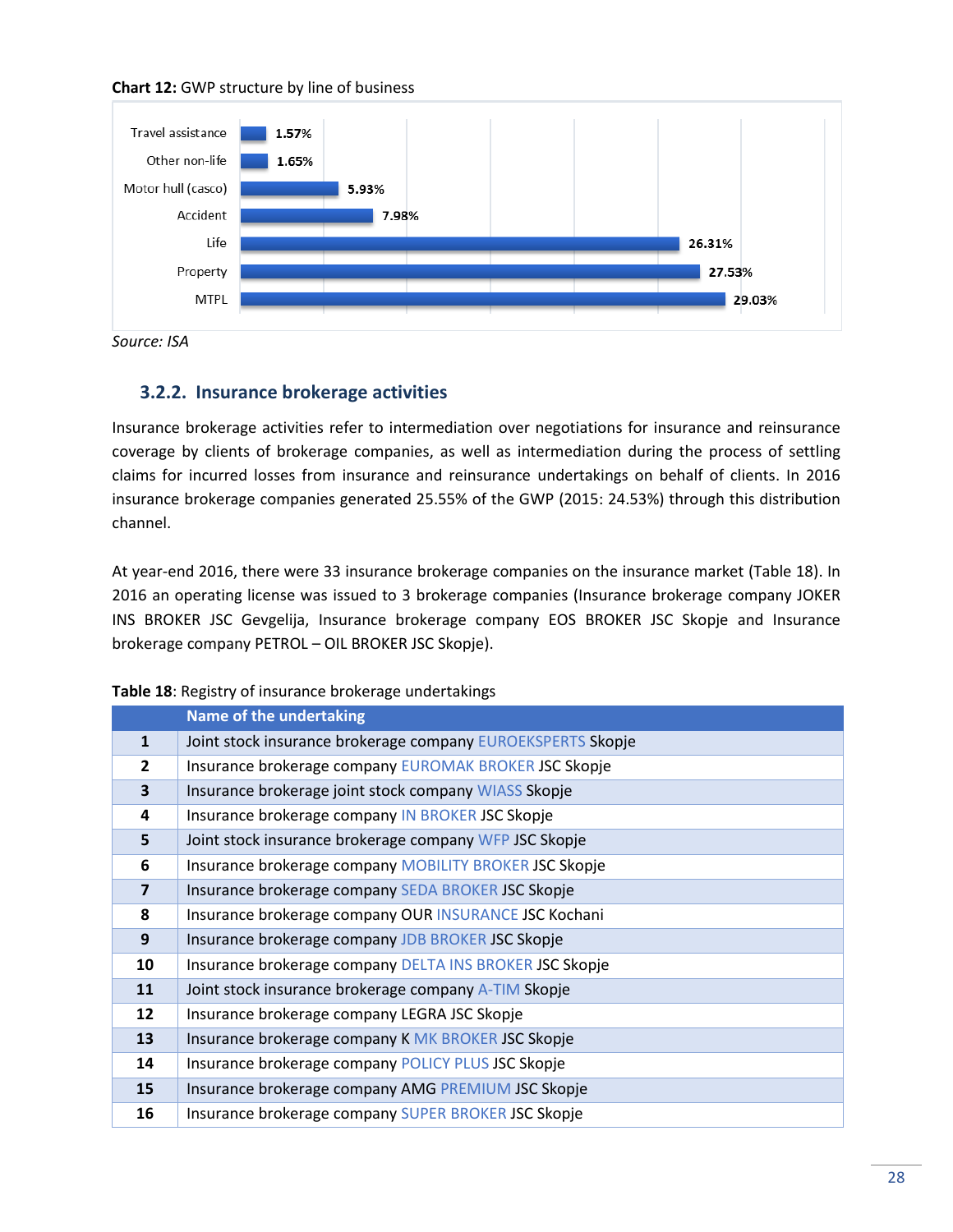**Chart 12:** GWP structure by line of business

| Line of business | Share |
|---|---|
| Travel assistance | 1.57% |
| Other non-life | 1.65% |
| Motor hull (casco) | 5.93% |
| Accident | 7.98% |
| Life | 26.31% |
| Property | 27.53% |
| MTPL | 29.03% |

*Source: ISA*

### 3.2.2. Insurance brokerage activities

Insurance brokerage activities refer to intermediation over negotiations for insurance and reinsurance coverage by clients of brokerage companies, as well as intermediation during the process of settling claims for incurred losses from insurance and reinsurance undertakings on behalf of clients. In 2016 insurance brokerage companies generated 25.55% of the GWP (2015: 24.53%) through this distribution channel.

At year-end 2016, there were 33 insurance brokerage companies on the insurance market (Table 18). In 2016 an operating license was issued to 3 brokerage companies (Insurance brokerage company JOKER INS BROKER JSC Gevgelija, Insurance brokerage company EOS BROKER JSC Skopje and Insurance brokerage company PETROL – OIL BROKER JSC Skopje).

**Table 18**: Registry of insurance brokerage undertakings

| | Name of the undertaking |
|---|---|
| 1 | Joint stock insurance brokerage company EUROEKSPERTS Skopje |
| 2 | Insurance brokerage company EUROMAK BROKER JSC Skopje |
| 3 | Insurance brokerage joint stock company WIASS Skopje |
| 4 | Insurance brokerage company IN BROKER JSC Skopje |
| 5 | Joint stock insurance brokerage company WFP JSC Skopje |
| 6 | Insurance brokerage company MOBILITY BROKER JSC Skopje |
| 7 | Insurance brokerage company SEDA BROKER JSC Skopje |
| 8 | Insurance brokerage company OUR INSURANCE JSC Kochani |
| 9 | Insurance brokerage company JDB BROKER JSC Skopje |
| 10 | Insurance brokerage company DELTA INS BROKER JSC Skopje |
| 11 | Joint stock insurance brokerage company A-TIM Skopje |
| 12 | Insurance brokerage company LEGRA JSC Skopje |
| 13 | Insurance brokerage company K MK BROKER JSC Skopje |
| 14 | Insurance brokerage company POLICY PLUS JSC Skopje |
| 15 | Insurance brokerage company AMG PREMIUM JSC Skopje |
| 16 | Insurance brokerage company SUPER BROKER JSC Skopje |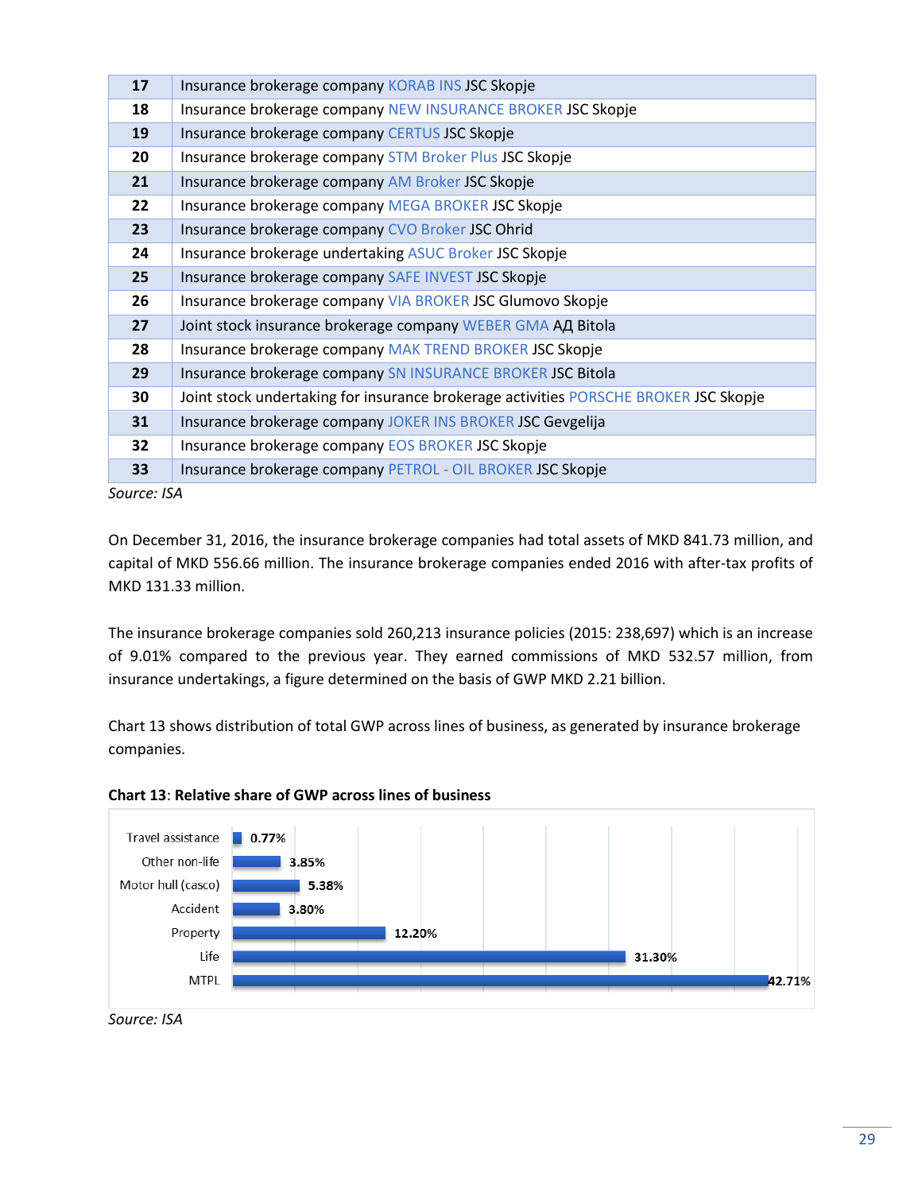| | |
|---|---|
| **17** | Insurance brokerage company KORAB INS JSC Skopje |
| **18** | Insurance brokerage company NEW INSURANCE BROKER JSC Skopje |
| **19** | Insurance brokerage company CERTUS JSC Skopje |
| **20** | Insurance brokerage company STM Broker Plus JSC Skopje |
| **21** | Insurance brokerage company AM Broker JSC Skopje |
| **22** | Insurance brokerage company MEGA BROKER JSC Skopje |
| **23** | Insurance brokerage company CVO Broker JSC Ohrid |
| **24** | Insurance brokerage undertaking ASUC Broker JSC Skopje |
| **25** | Insurance brokerage company SAFE INVEST JSC Skopje |
| **26** | Insurance brokerage company VIA BROKER JSC Glumovo Skopje |
| **27** | Joint stock insurance brokerage company WEBER GMA АД Bitola |
| **28** | Insurance brokerage company MAK TREND BROKER JSC Skopje |
| **29** | Insurance brokerage company SN INSURANCE BROKER JSC Bitola |
| **30** | Joint stock undertaking for insurance brokerage activities PORSCHE BROKER JSC Skopje |
| **31** | Insurance brokerage company JOKER INS BROKER JSC Gevgelija |
| **32** | Insurance brokerage company EOS BROKER JSC Skopje |
| **33** | Insurance brokerage company PETROL - OIL BROKER JSC Skopje |

*Source: ISA*

On December 31, 2016, the insurance brokerage companies had total assets of MKD 841.73 million, and capital of MKD 556.66 million. The insurance brokerage companies ended 2016 with after-tax profits of MKD 131.33 million.

The insurance brokerage companies sold 260,213 insurance policies (2015: 238,697) which is an increase of 9.01% compared to the previous year. They earned commissions of MKD 532.57 million, from insurance undertakings, a figure determined on the basis of GWP MKD 2.21 billion.

Chart 13 shows distribution of total GWP across lines of business, as generated by insurance brokerage companies.

**Chart 13**: **Relative share of GWP across lines of business**

| Line of business | Share |
|---|---|
| Travel assistance | 0.77% |
| Other non-life | 3.85% |
| Motor hull (casco) | 5.38% |
| Accident | 3.80% |
| Property | 12.20% |
| Life | 31.30% |
| MTPL | 42.71% |

*Source: ISA*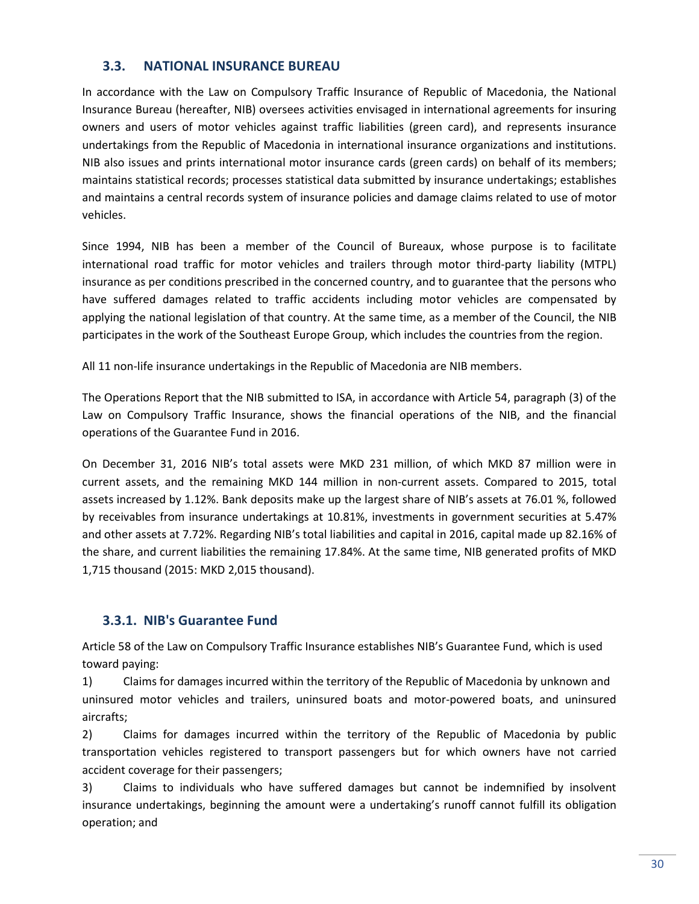## 3.3. NATIONAL INSURANCE BUREAU

In accordance with the Law on Compulsory Traffic Insurance of Republic of Macedonia, the National Insurance Bureau (hereafter, NIB) oversees activities envisaged in international agreements for insuring owners and users of motor vehicles against traffic liabilities (green card), and represents insurance undertakings from the Republic of Macedonia in international insurance organizations and institutions. NIB also issues and prints international motor insurance cards (green cards) on behalf of its members; maintains statistical records; processes statistical data submitted by insurance undertakings; establishes and maintains a central records system of insurance policies and damage claims related to use of motor vehicles.

Since 1994, NIB has been a member of the Council of Bureaux, whose purpose is to facilitate international road traffic for motor vehicles and trailers through motor third-party liability (MTPL) insurance as per conditions prescribed in the concerned country, and to guarantee that the persons who have suffered damages related to traffic accidents including motor vehicles are compensated by applying the national legislation of that country. At the same time, as a member of the Council, the NIB participates in the work of the Southeast Europe Group, which includes the countries from the region.

All 11 non-life insurance undertakings in the Republic of Macedonia are NIB members.

The Operations Report that the NIB submitted to ISA, in accordance with Article 54, paragraph (3) of the Law on Compulsory Traffic Insurance, shows the financial operations of the NIB, and the financial operations of the Guarantee Fund in 2016.

On December 31, 2016 NIB's total assets were MKD 231 million, of which MKD 87 million were in current assets, and the remaining MKD 144 million in non-current assets. Compared to 2015, total assets increased by 1.12%. Bank deposits make up the largest share of NIB's assets at 76.01 %, followed by receivables from insurance undertakings at 10.81%, investments in government securities at 5.47% and other assets at 7.72%. Regarding NIB's total liabilities and capital in 2016, capital made up 82.16% of the share, and current liabilities the remaining 17.84%. At the same time, NIB generated profits of MKD 1,715 thousand (2015: MKD 2,015 thousand).

### 3.3.1. NIB's Guarantee Fund

Article 58 of the Law on Compulsory Traffic Insurance establishes NIB's Guarantee Fund, which is used toward paying:

1) Claims for damages incurred within the territory of the Republic of Macedonia by unknown and uninsured motor vehicles and trailers, uninsured boats and motor-powered boats, and uninsured aircrafts;

2) Claims for damages incurred within the territory of the Republic of Macedonia by public transportation vehicles registered to transport passengers but for which owners have not carried accident coverage for their passengers;

3) Claims to individuals who have suffered damages but cannot be indemnified by insolvent insurance undertakings, beginning the amount were a undertaking's runoff cannot fulfill its obligation operation; and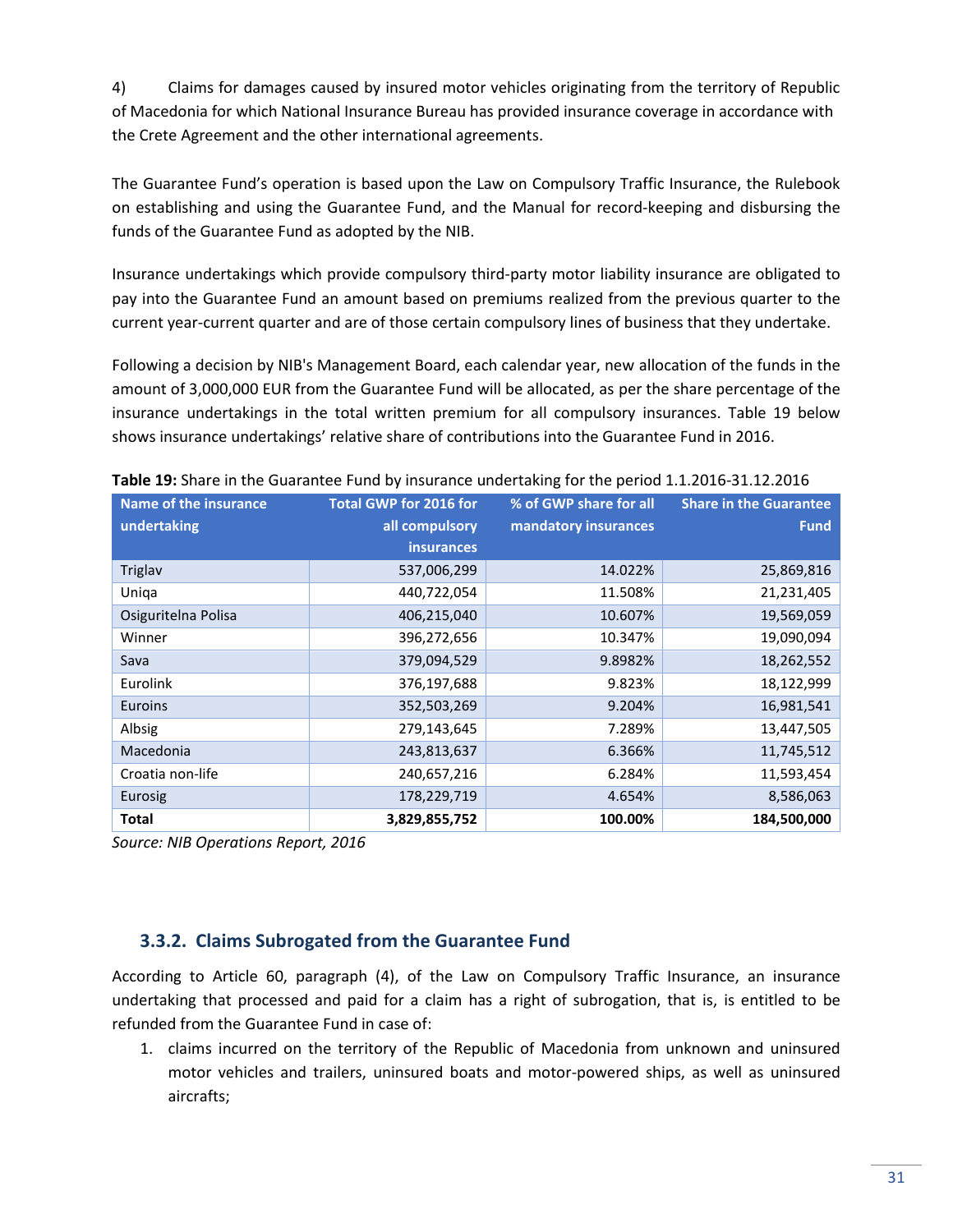4) Claims for damages caused by insured motor vehicles originating from the territory of Republic of Macedonia for which National Insurance Bureau has provided insurance coverage in accordance with the Crete Agreement and the other international agreements.

The Guarantee Fund's operation is based upon the Law on Compulsory Traffic Insurance, the Rulebook on establishing and using the Guarantee Fund, and the Manual for record-keeping and disbursing the funds of the Guarantee Fund as adopted by the NIB.

Insurance undertakings which provide compulsory third-party motor liability insurance are obligated to pay into the Guarantee Fund an amount based on premiums realized from the previous quarter to the current year-current quarter and are of those certain compulsory lines of business that they undertake.

Following a decision by NIB's Management Board, each calendar year, new allocation of the funds in the amount of 3,000,000 EUR from the Guarantee Fund will be allocated, as per the share percentage of the insurance undertakings in the total written premium for all compulsory insurances. Table 19 below shows insurance undertakings' relative share of contributions into the Guarantee Fund in 2016.

**Table 19:** Share in the Guarantee Fund by insurance undertaking for the period 1.1.2016-31.12.2016

| Name of the insurance undertaking | Total GWP for 2016 for all compulsory insurances | % of GWP share for all mandatory insurances | Share in the Guarantee Fund |
|---|---|---|---|
| Triglav | 537,006,299 | 14.022% | 25,869,816 |
| Uniqa | 440,722,054 | 11.508% | 21,231,405 |
| Osiguritelna Polisa | 406,215,040 | 10.607% | 19,569,059 |
| Winner | 396,272,656 | 10.347% | 19,090,094 |
| Sava | 379,094,529 | 9.8982% | 18,262,552 |
| Eurolink | 376,197,688 | 9.823% | 18,122,999 |
| Euroins | 352,503,269 | 9.204% | 16,981,541 |
| Albsig | 279,143,645 | 7.289% | 13,447,505 |
| Macedonia | 243,813,637 | 6.366% | 11,745,512 |
| Croatia non-life | 240,657,216 | 6.284% | 11,593,454 |
| Eurosig | 178,229,719 | 4.654% | 8,586,063 |
| **Total** | **3,829,855,752** | **100.00%** | **184,500,000** |

*Source: NIB Operations Report, 2016*

### 3.3.2. Claims Subrogated from the Guarantee Fund

According to Article 60, paragraph (4), of the Law on Compulsory Traffic Insurance, an insurance undertaking that processed and paid for a claim has a right of subrogation, that is, is entitled to be refunded from the Guarantee Fund in case of:

1. claims incurred on the territory of the Republic of Macedonia from unknown and uninsured motor vehicles and trailers, uninsured boats and motor-powered ships, as well as uninsured aircrafts;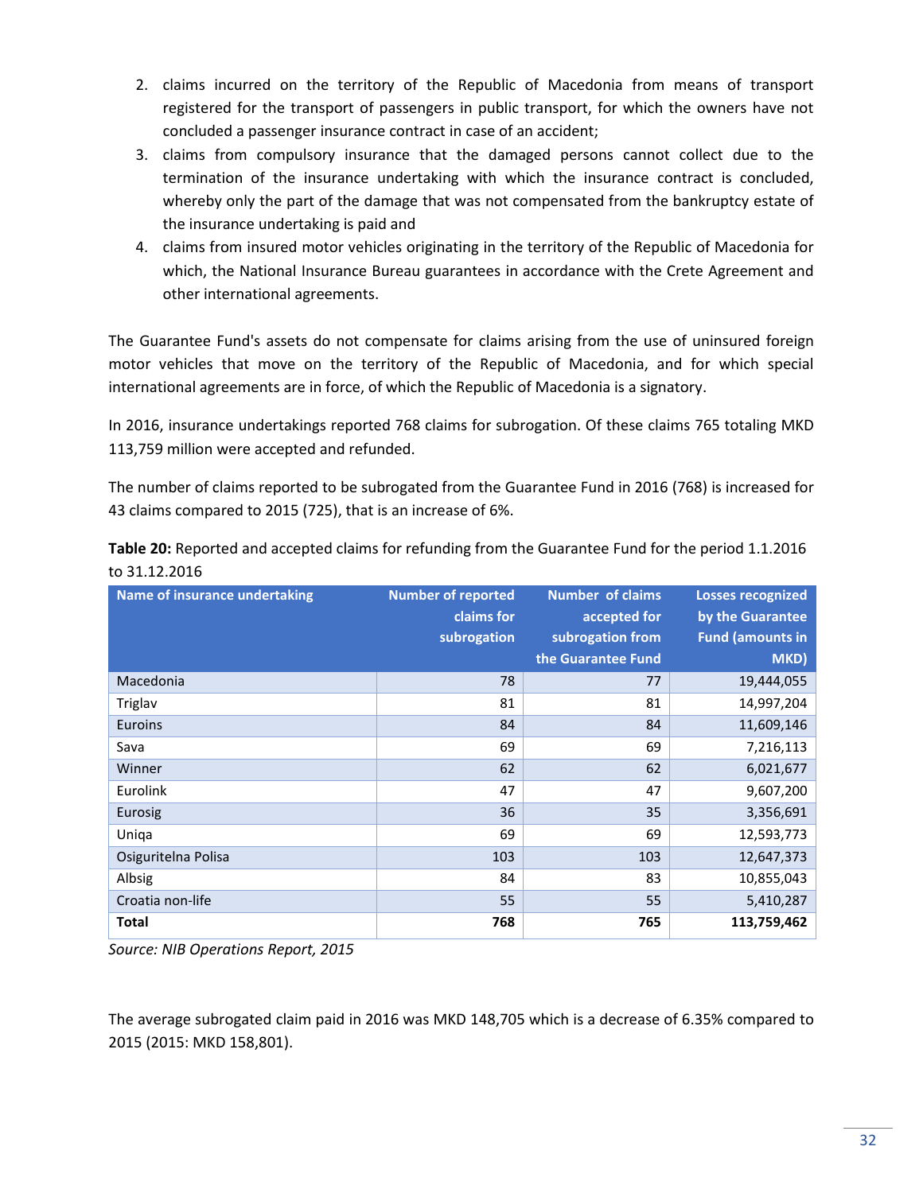2. claims incurred on the territory of the Republic of Macedonia from means of transport registered for the transport of passengers in public transport, for which the owners have not concluded a passenger insurance contract in case of an accident;
3. claims from compulsory insurance that the damaged persons cannot collect due to the termination of the insurance undertaking with which the insurance contract is concluded, whereby only the part of the damage that was not compensated from the bankruptcy estate of the insurance undertaking is paid and
4. claims from insured motor vehicles originating in the territory of the Republic of Macedonia for which, the National Insurance Bureau guarantees in accordance with the Crete Agreement and other international agreements.

The Guarantee Fund's assets do not compensate for claims arising from the use of uninsured foreign motor vehicles that move on the territory of the Republic of Macedonia, and for which special international agreements are in force, of which the Republic of Macedonia is a signatory.

In 2016, insurance undertakings reported 768 claims for subrogation. Of these claims 765 totaling MKD 113,759 million were accepted and refunded.

The number of claims reported to be subrogated from the Guarantee Fund in 2016 (768) is increased for 43 claims compared to 2015 (725), that is an increase of 6%.

**Table 20:** Reported and accepted claims for refunding from the Guarantee Fund for the period 1.1.2016 to 31.12.2016

| Name of insurance undertaking | Number of reported claims for subrogation | Number of claims accepted for subrogation from the Guarantee Fund | Losses recognized by the Guarantee Fund (amounts in MKD) |
|---|---:|---:|---:|
| Macedonia | 78 | 77 | 19,444,055 |
| Triglav | 81 | 81 | 14,997,204 |
| Euroins | 84 | 84 | 11,609,146 |
| Sava | 69 | 69 | 7,216,113 |
| Winner | 62 | 62 | 6,021,677 |
| Eurolink | 47 | 47 | 9,607,200 |
| Eurosig | 36 | 35 | 3,356,691 |
| Uniqa | 69 | 69 | 12,593,773 |
| Osiguritelna Polisa | 103 | 103 | 12,647,373 |
| Albsig | 84 | 83 | 10,855,043 |
| Croatia non-life | 55 | 55 | 5,410,287 |
| **Total** | **768** | **765** | **113,759,462** |

*Source: NIB Operations Report, 2015*

The average subrogated claim paid in 2016 was MKD 148,705 which is a decrease of 6.35% compared to 2015 (2015: MKD 158,801).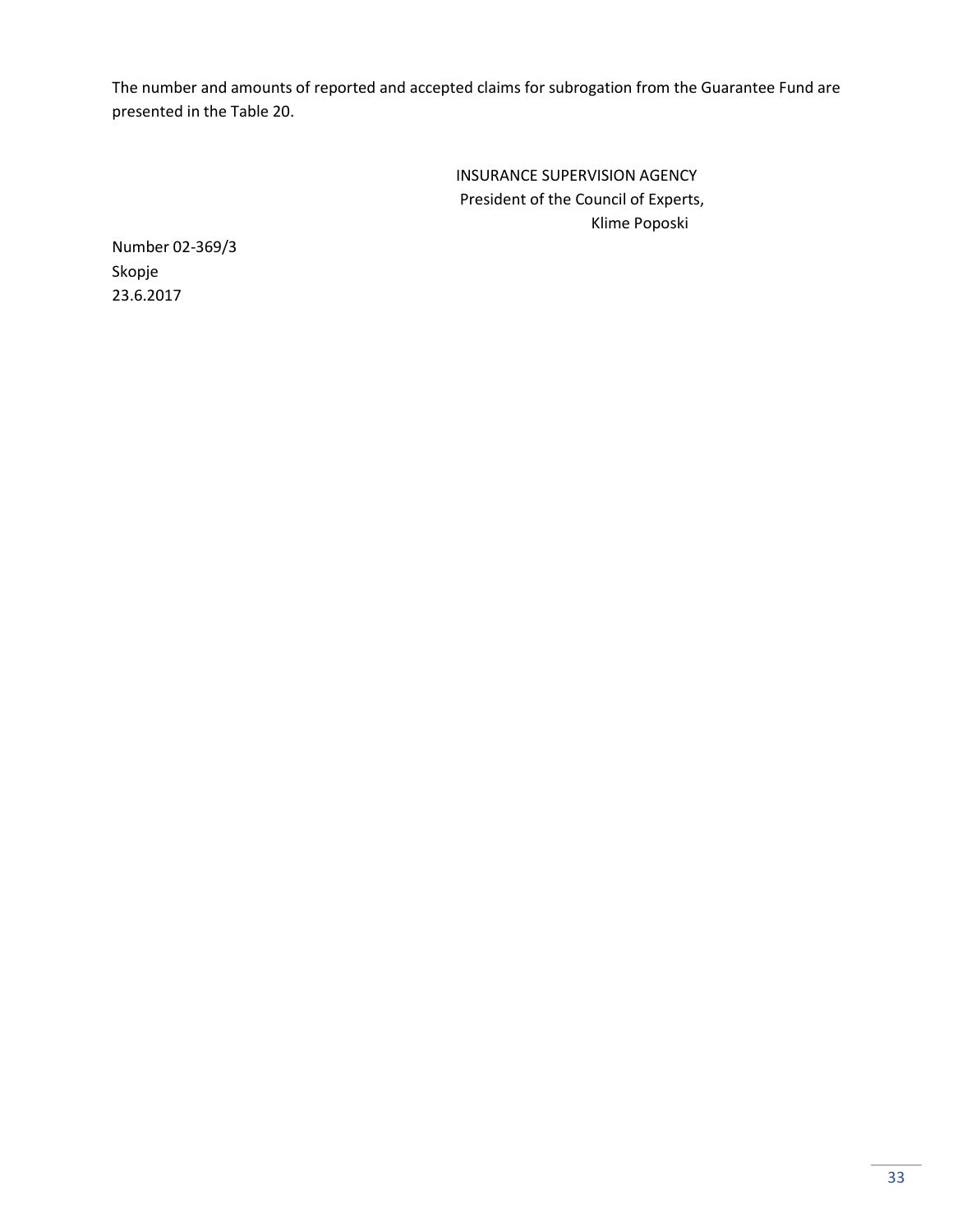The number and amounts of reported and accepted claims for subrogation from the Guarantee Fund are presented in the Table 20.

INSURANCE SUPERVISION AGENCY
President of the Council of Experts,
Klime Poposki

Number 02-369/3
Skopje
23.6.2017